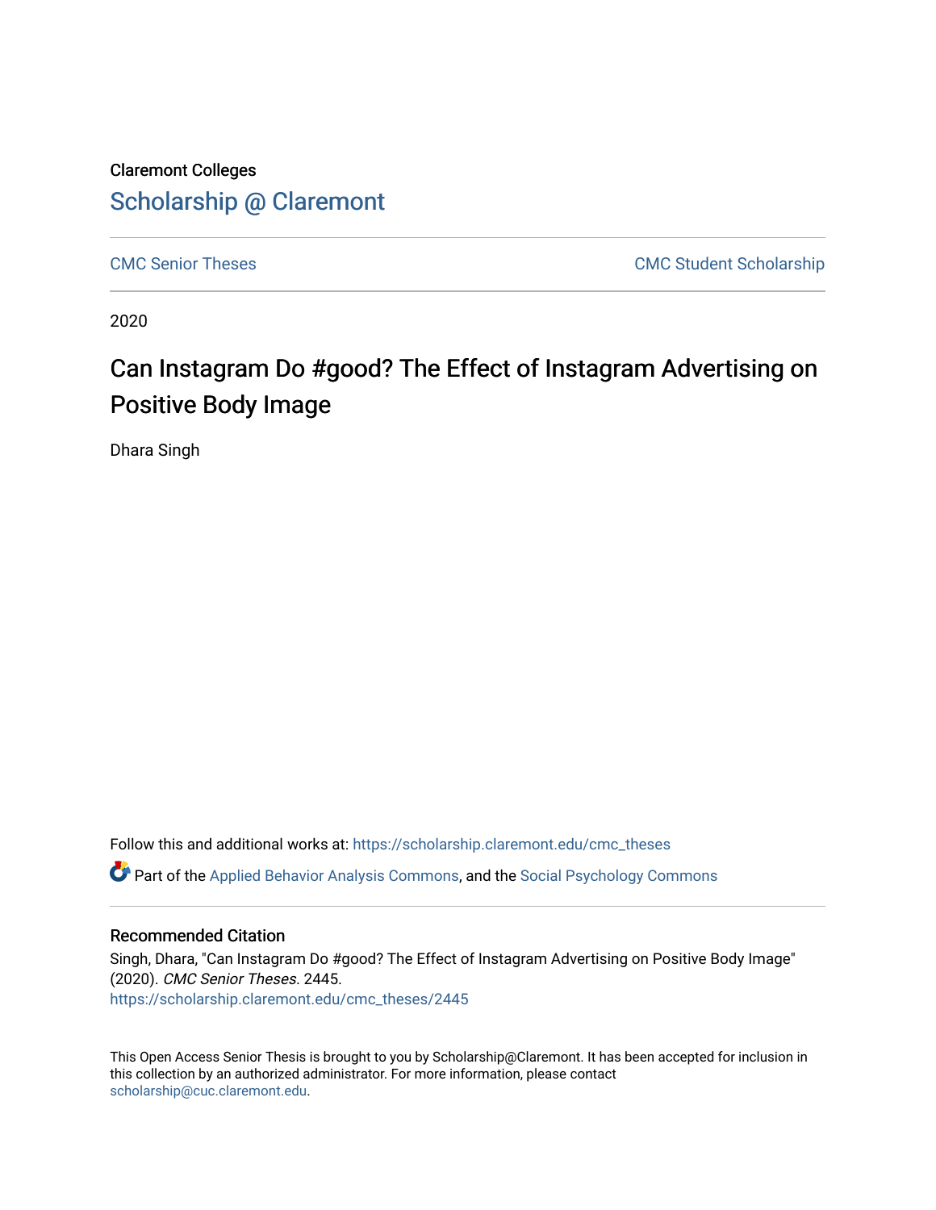Claremont Colleges

Scholarship @ Claremont

CMC Senior Theses

CMC Student Scholarship

2020

# Can Instagram Do #good? The Effect of Instagram Advertising on Positive Body Image

Dhara Singh

Follow this and additional works at: https://scholarship.claremont.edu/cmc_theses

Part of the Applied Behavior Analysis Commons, and the Social Psychology Commons

## Recommended Citation

Singh, Dhara, "Can Instagram Do #good? The Effect of Instagram Advertising on Positive Body Image" (2020). *CMC Senior Theses*. 2445.
https://scholarship.claremont.edu/cmc_theses/2445

This Open Access Senior Thesis is brought to you by Scholarship@Claremont. It has been accepted for inclusion in this collection by an authorized administrator. For more information, please contact scholarship@cuc.claremont.edu.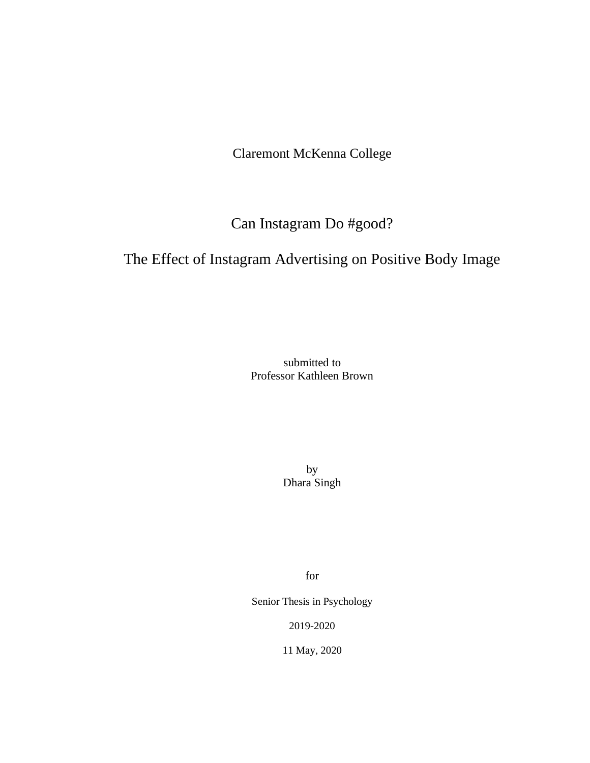Claremont McKenna College

# Can Instagram Do #good?

# The Effect of Instagram Advertising on Positive Body Image

submitted to
Professor Kathleen Brown

by
Dhara Singh

for

Senior Thesis in Psychology

2019-2020

11 May, 2020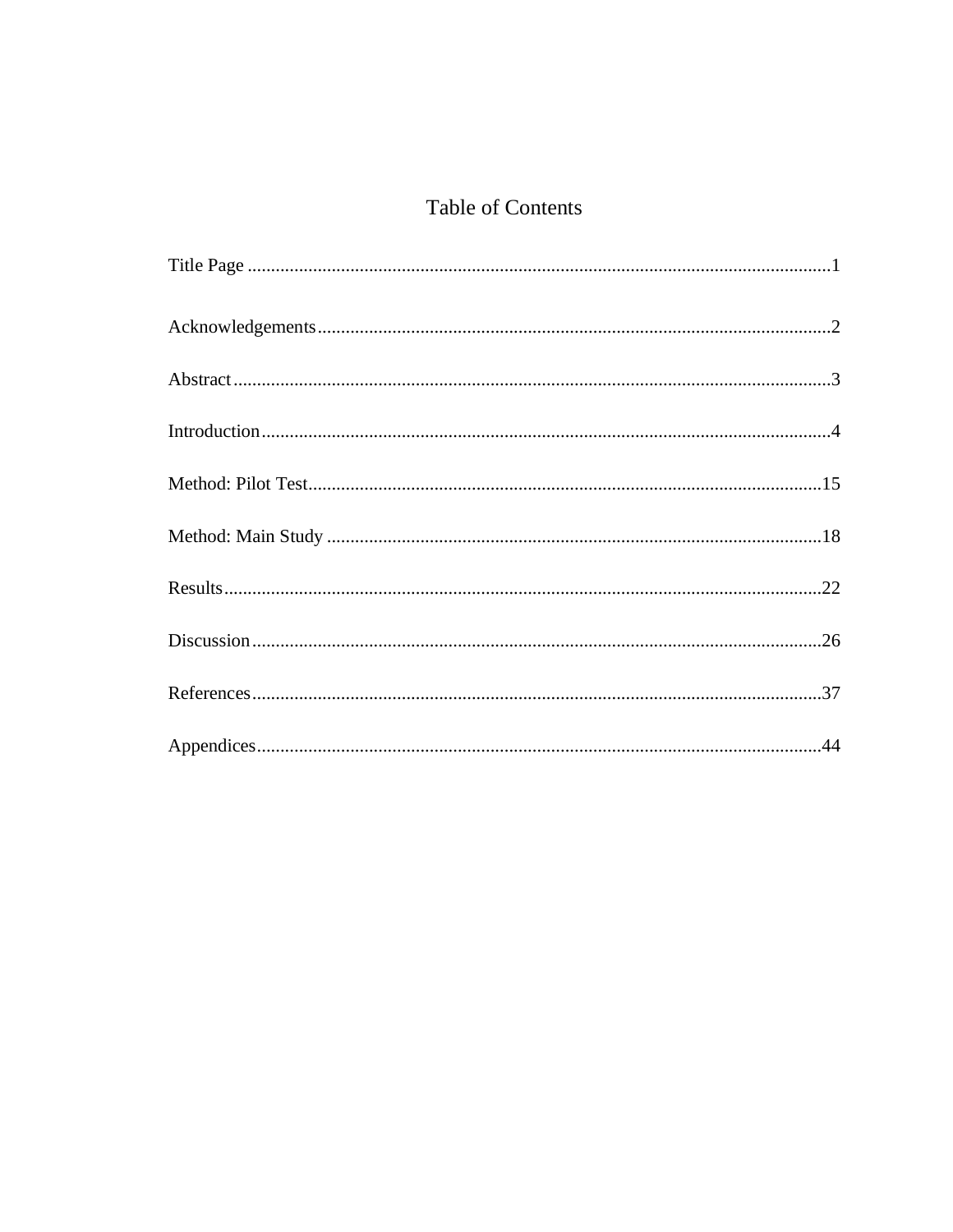# Table of Contents

Title Page ....................................................................................................................1

Acknowledgements........................................................................................................2

Abstract..........................................................................................................................3

Introduction....................................................................................................................4

Method: Pilot Test........................................................................................................15

Method: Main Study ....................................................................................................18

Results..........................................................................................................................22

Discussion....................................................................................................................26

References....................................................................................................................37

Appendices...................................................................................................................44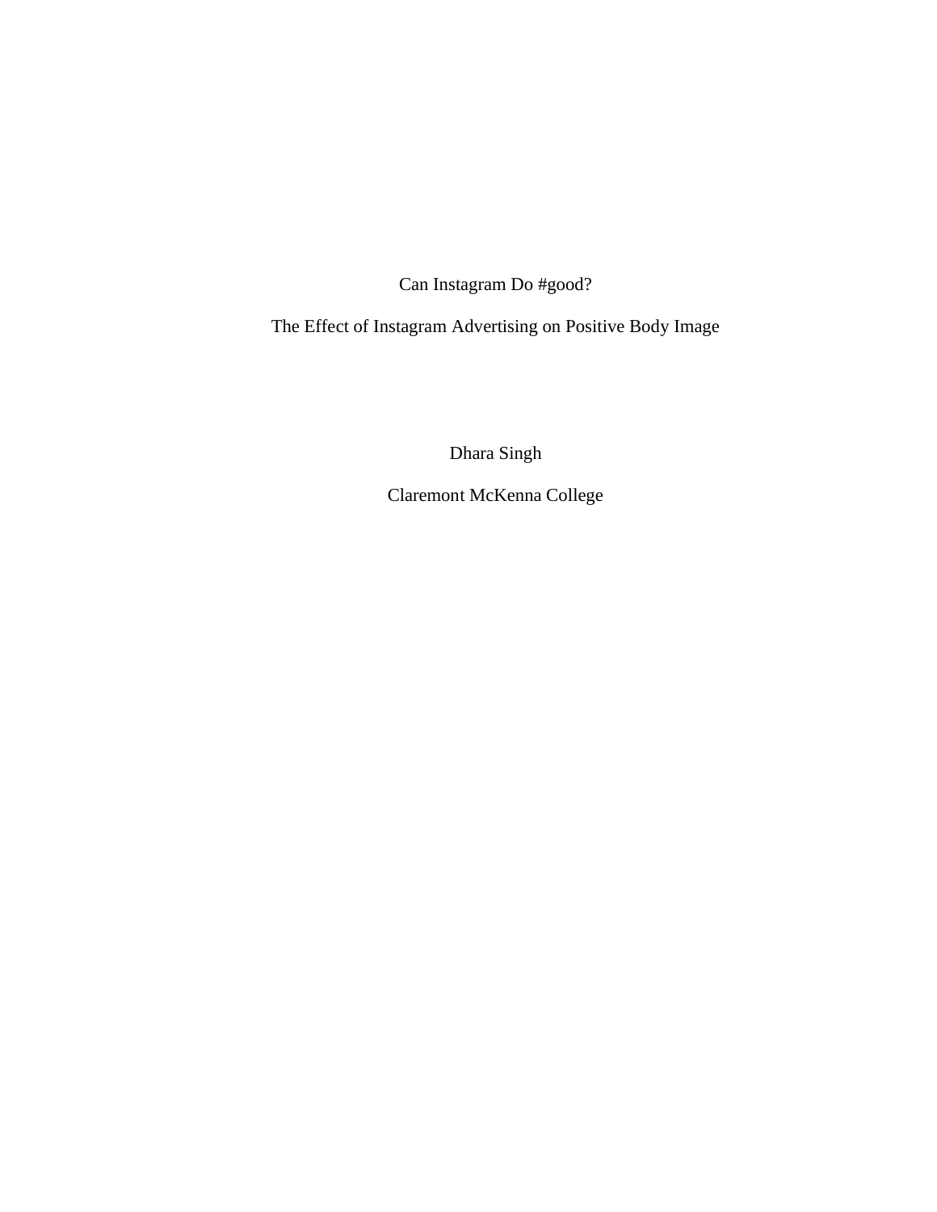# Can Instagram Do #good?

## The Effect of Instagram Advertising on Positive Body Image

Dhara Singh

Claremont McKenna College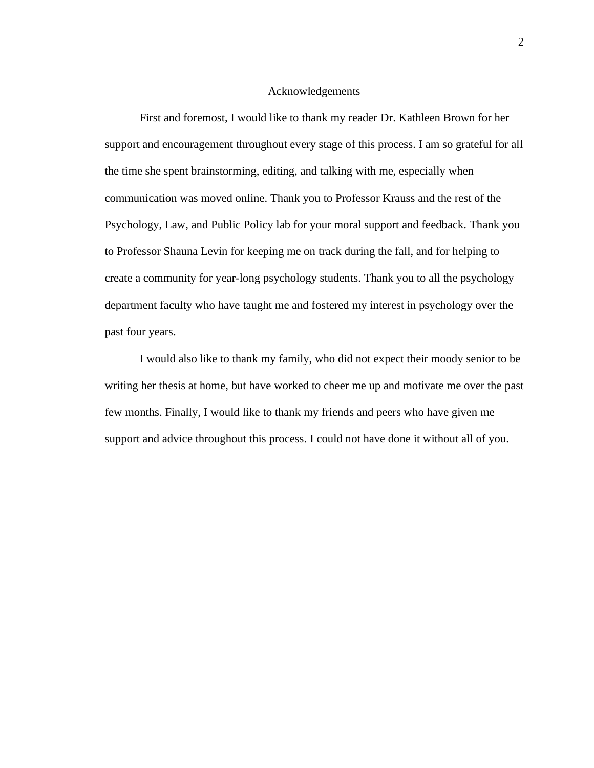# Acknowledgements

First and foremost, I would like to thank my reader Dr. Kathleen Brown for her support and encouragement throughout every stage of this process. I am so grateful for all the time she spent brainstorming, editing, and talking with me, especially when communication was moved online. Thank you to Professor Krauss and the rest of the Psychology, Law, and Public Policy lab for your moral support and feedback. Thank you to Professor Shauna Levin for keeping me on track during the fall, and for helping to create a community for year-long psychology students. Thank you to all the psychology department faculty who have taught me and fostered my interest in psychology over the past four years.

I would also like to thank my family, who did not expect their moody senior to be writing her thesis at home, but have worked to cheer me up and motivate me over the past few months. Finally, I would like to thank my friends and peers who have given me support and advice throughout this process. I could not have done it without all of you.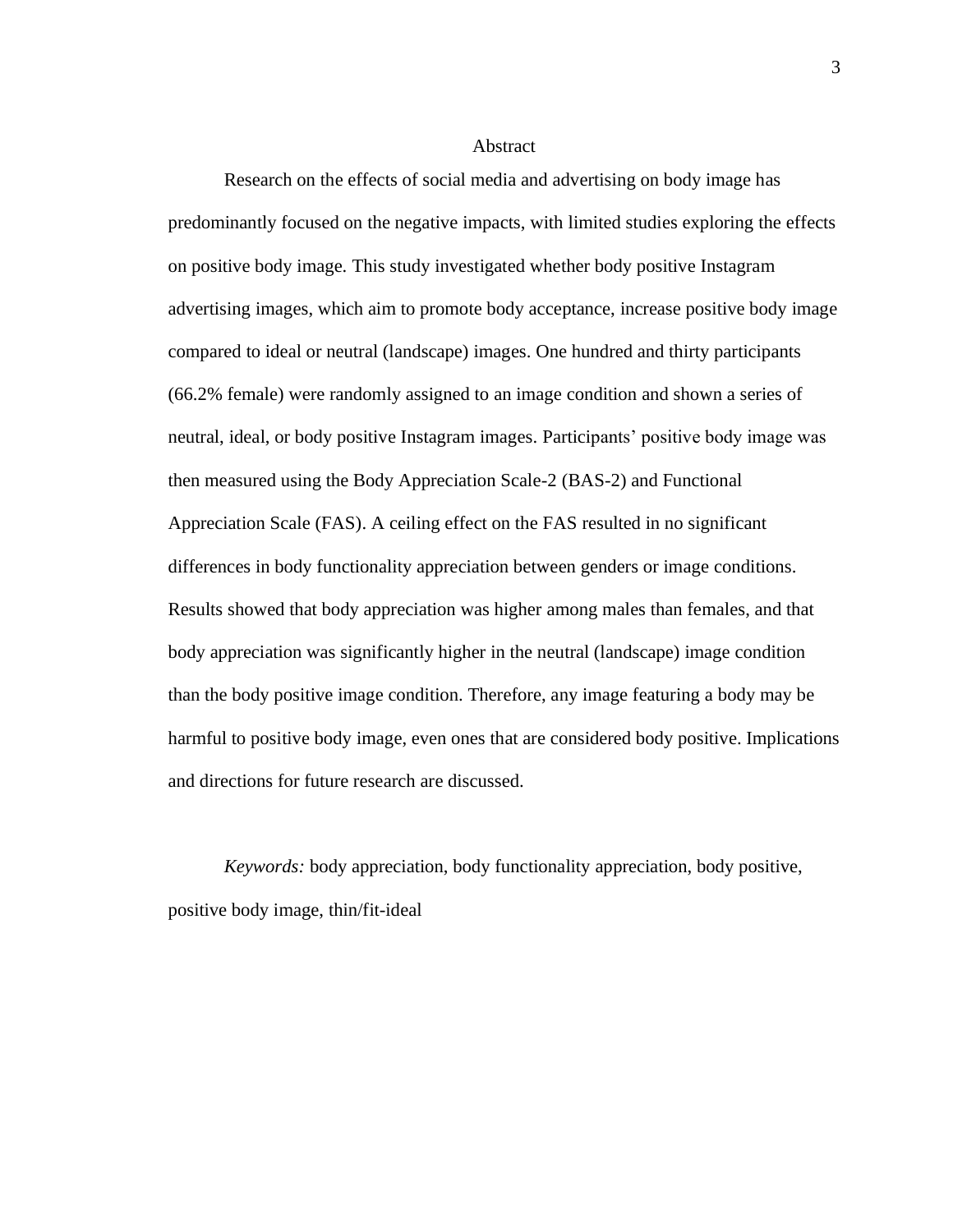# Abstract

Research on the effects of social media and advertising on body image has predominantly focused on the negative impacts, with limited studies exploring the effects on positive body image. This study investigated whether body positive Instagram advertising images, which aim to promote body acceptance, increase positive body image compared to ideal or neutral (landscape) images. One hundred and thirty participants (66.2% female) were randomly assigned to an image condition and shown a series of neutral, ideal, or body positive Instagram images. Participants' positive body image was then measured using the Body Appreciation Scale-2 (BAS-2) and Functional Appreciation Scale (FAS). A ceiling effect on the FAS resulted in no significant differences in body functionality appreciation between genders or image conditions. Results showed that body appreciation was higher among males than females, and that body appreciation was significantly higher in the neutral (landscape) image condition than the body positive image condition. Therefore, any image featuring a body may be harmful to positive body image, even ones that are considered body positive. Implications and directions for future research are discussed.

*Keywords:* body appreciation, body functionality appreciation, body positive, positive body image, thin/fit-ideal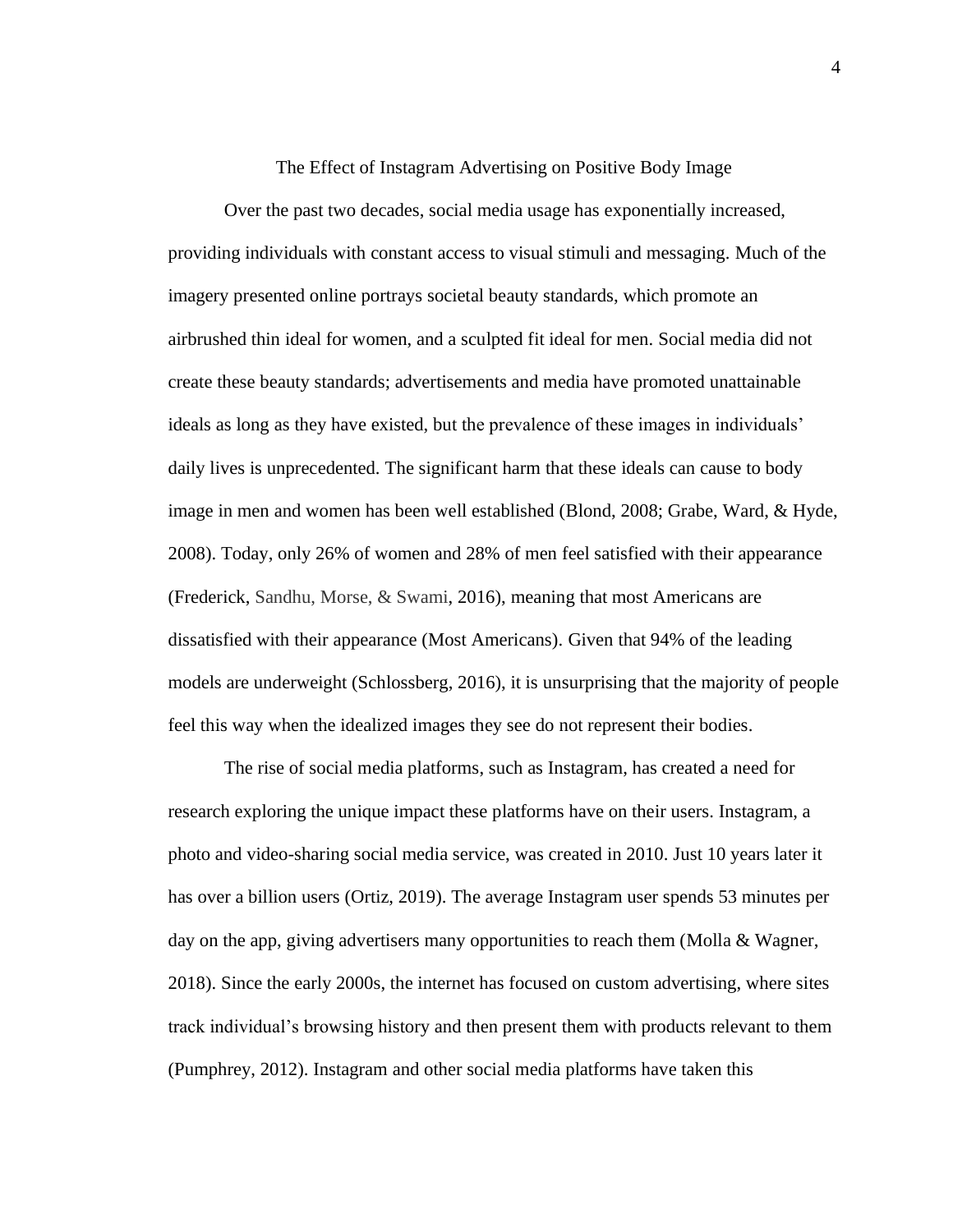# The Effect of Instagram Advertising on Positive Body Image

Over the past two decades, social media usage has exponentially increased, providing individuals with constant access to visual stimuli and messaging. Much of the imagery presented online portrays societal beauty standards, which promote an airbrushed thin ideal for women, and a sculpted fit ideal for men. Social media did not create these beauty standards; advertisements and media have promoted unattainable ideals as long as they have existed, but the prevalence of these images in individuals' daily lives is unprecedented. The significant harm that these ideals can cause to body image in men and women has been well established (Blond, 2008; Grabe, Ward, & Hyde, 2008). Today, only 26% of women and 28% of men feel satisfied with their appearance (Frederick, Sandhu, Morse, & Swami, 2016), meaning that most Americans are dissatisfied with their appearance (Most Americans). Given that 94% of the leading models are underweight (Schlossberg, 2016), it is unsurprising that the majority of people feel this way when the idealized images they see do not represent their bodies.

The rise of social media platforms, such as Instagram, has created a need for research exploring the unique impact these platforms have on their users. Instagram, a photo and video-sharing social media service, was created in 2010. Just 10 years later it has over a billion users (Ortiz, 2019). The average Instagram user spends 53 minutes per day on the app, giving advertisers many opportunities to reach them (Molla & Wagner, 2018). Since the early 2000s, the internet has focused on custom advertising, where sites track individual's browsing history and then present them with products relevant to them (Pumphrey, 2012). Instagram and other social media platforms have taken this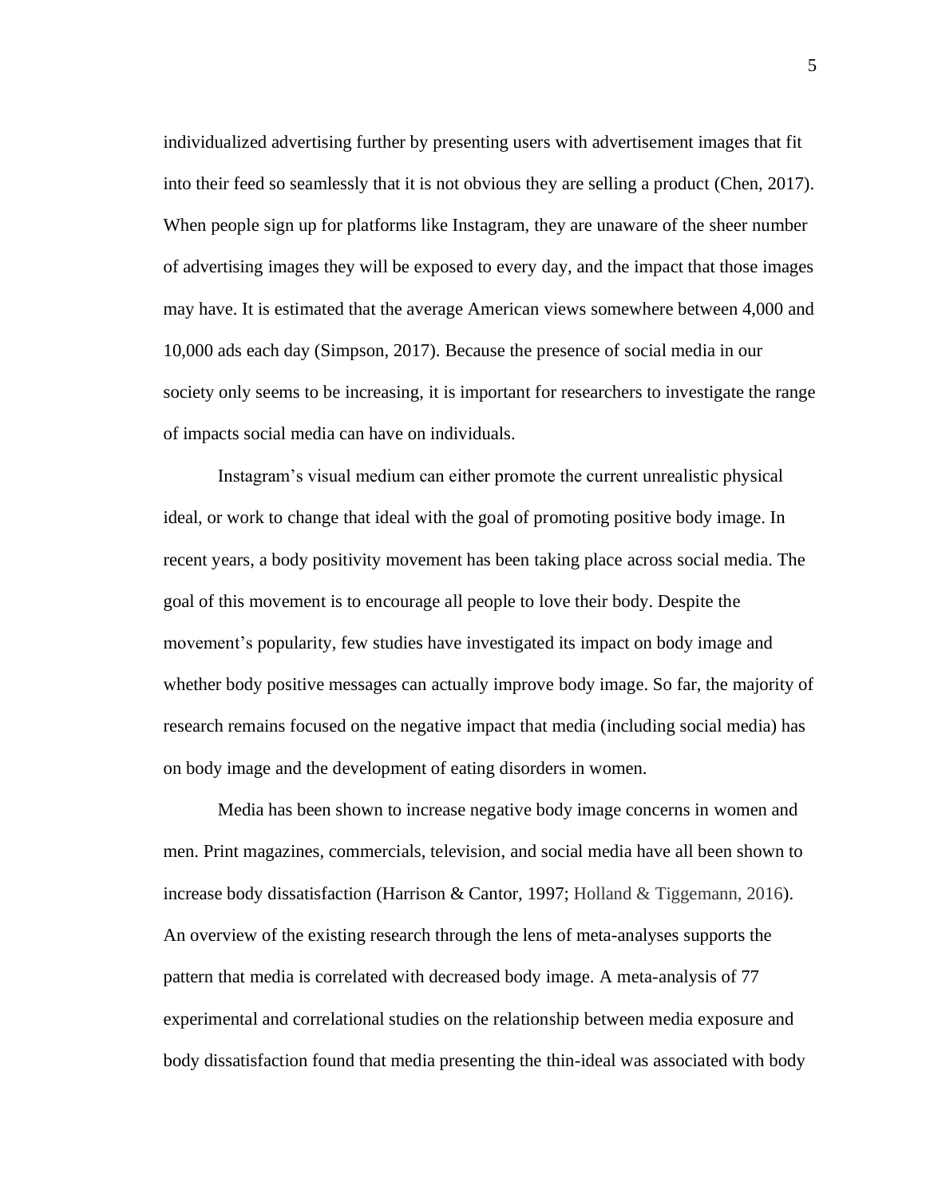individualized advertising further by presenting users with advertisement images that fit into their feed so seamlessly that it is not obvious they are selling a product (Chen, 2017). When people sign up for platforms like Instagram, they are unaware of the sheer number of advertising images they will be exposed to every day, and the impact that those images may have. It is estimated that the average American views somewhere between 4,000 and 10,000 ads each day (Simpson, 2017). Because the presence of social media in our society only seems to be increasing, it is important for researchers to investigate the range of impacts social media can have on individuals.

Instagram's visual medium can either promote the current unrealistic physical ideal, or work to change that ideal with the goal of promoting positive body image. In recent years, a body positivity movement has been taking place across social media. The goal of this movement is to encourage all people to love their body. Despite the movement's popularity, few studies have investigated its impact on body image and whether body positive messages can actually improve body image. So far, the majority of research remains focused on the negative impact that media (including social media) has on body image and the development of eating disorders in women.

Media has been shown to increase negative body image concerns in women and men. Print magazines, commercials, television, and social media have all been shown to increase body dissatisfaction (Harrison & Cantor, 1997; Holland & Tiggemann, 2016). An overview of the existing research through the lens of meta-analyses supports the pattern that media is correlated with decreased body image. A meta-analysis of 77 experimental and correlational studies on the relationship between media exposure and body dissatisfaction found that media presenting the thin-ideal was associated with body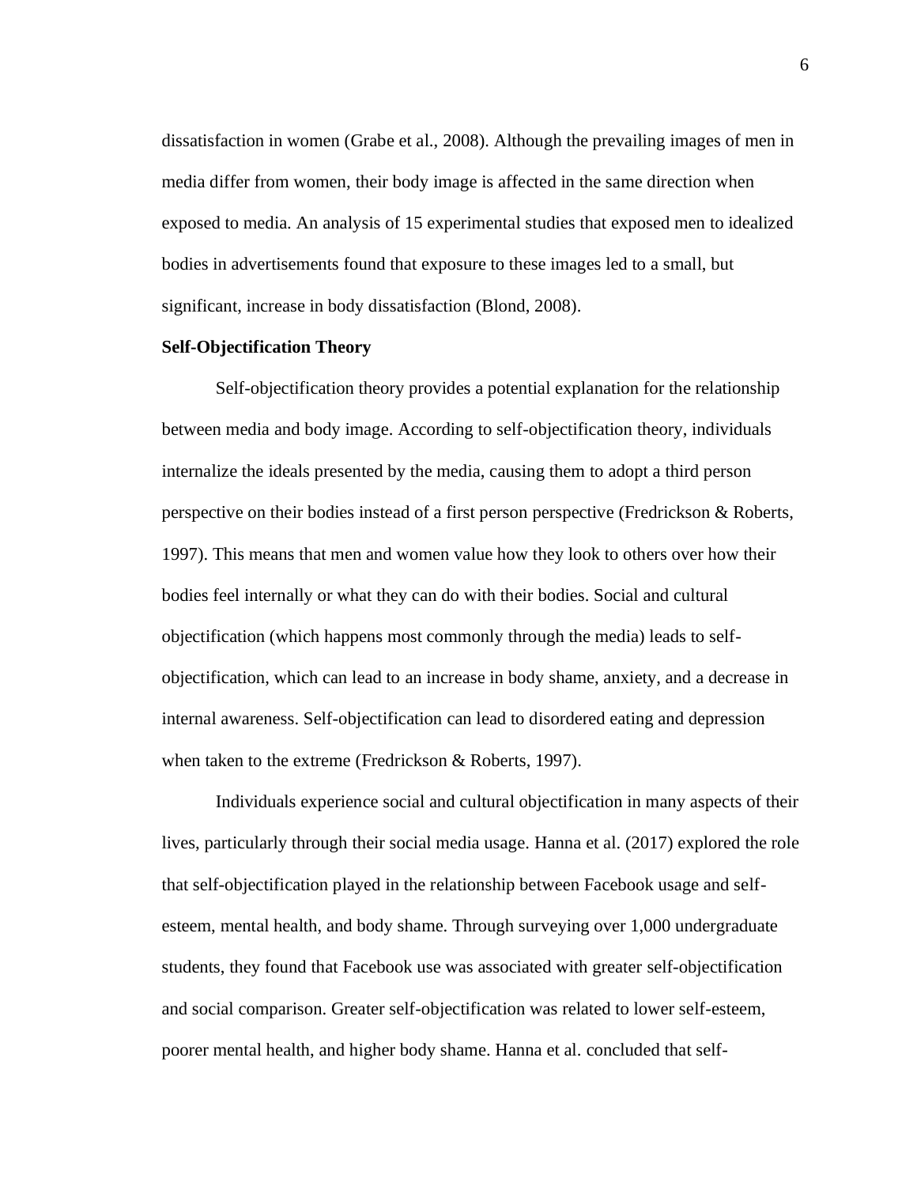dissatisfaction in women (Grabe et al., 2008). Although the prevailing images of men in media differ from women, their body image is affected in the same direction when exposed to media. An analysis of 15 experimental studies that exposed men to idealized bodies in advertisements found that exposure to these images led to a small, but significant, increase in body dissatisfaction (Blond, 2008).

**Self-Objectification Theory**

Self-objectification theory provides a potential explanation for the relationship between media and body image. According to self-objectification theory, individuals internalize the ideals presented by the media, causing them to adopt a third person perspective on their bodies instead of a first person perspective (Fredrickson & Roberts, 1997). This means that men and women value how they look to others over how their bodies feel internally or what they can do with their bodies. Social and cultural objectification (which happens most commonly through the media) leads to self-objectification, which can lead to an increase in body shame, anxiety, and a decrease in internal awareness. Self-objectification can lead to disordered eating and depression when taken to the extreme (Fredrickson & Roberts, 1997).

Individuals experience social and cultural objectification in many aspects of their lives, particularly through their social media usage. Hanna et al. (2017) explored the role that self-objectification played in the relationship between Facebook usage and self-esteem, mental health, and body shame. Through surveying over 1,000 undergraduate students, they found that Facebook use was associated with greater self-objectification and social comparison. Greater self-objectification was related to lower self-esteem, poorer mental health, and higher body shame. Hanna et al. concluded that self-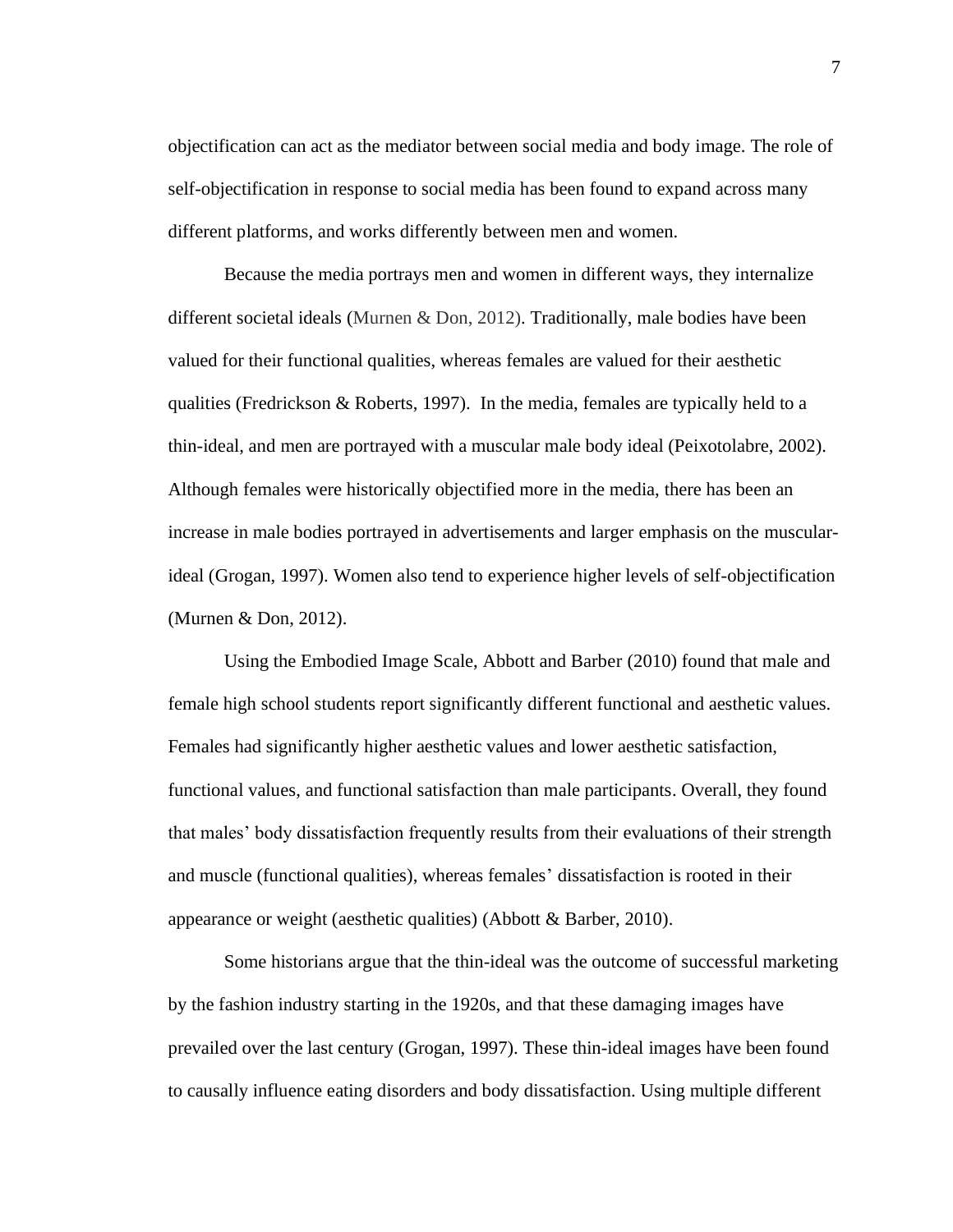objectification can act as the mediator between social media and body image. The role of self-objectification in response to social media has been found to expand across many different platforms, and works differently between men and women.

Because the media portrays men and women in different ways, they internalize different societal ideals (Murnen & Don, 2012). Traditionally, male bodies have been valued for their functional qualities, whereas females are valued for their aesthetic qualities (Fredrickson & Roberts, 1997). In the media, females are typically held to a thin-ideal, and men are portrayed with a muscular male body ideal (Peixotolabre, 2002). Although females were historically objectified more in the media, there has been an increase in male bodies portrayed in advertisements and larger emphasis on the muscular-ideal (Grogan, 1997). Women also tend to experience higher levels of self-objectification (Murnen & Don, 2012).

Using the Embodied Image Scale, Abbott and Barber (2010) found that male and female high school students report significantly different functional and aesthetic values. Females had significantly higher aesthetic values and lower aesthetic satisfaction, functional values, and functional satisfaction than male participants. Overall, they found that males' body dissatisfaction frequently results from their evaluations of their strength and muscle (functional qualities), whereas females' dissatisfaction is rooted in their appearance or weight (aesthetic qualities) (Abbott & Barber, 2010).

Some historians argue that the thin-ideal was the outcome of successful marketing by the fashion industry starting in the 1920s, and that these damaging images have prevailed over the last century (Grogan, 1997). These thin-ideal images have been found to causally influence eating disorders and body dissatisfaction. Using multiple different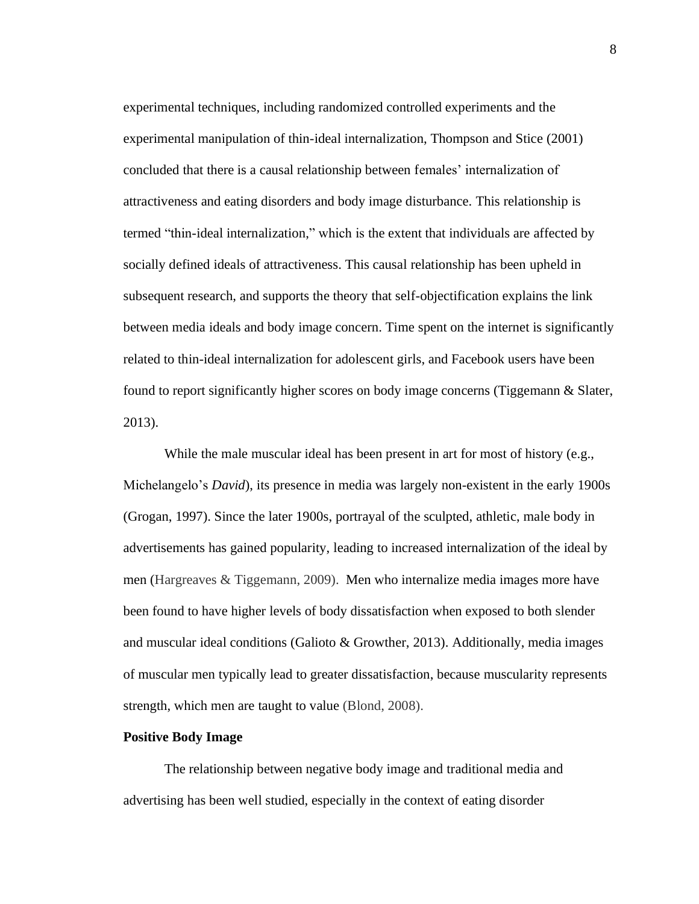experimental techniques, including randomized controlled experiments and the experimental manipulation of thin-ideal internalization, Thompson and Stice (2001) concluded that there is a causal relationship between females' internalization of attractiveness and eating disorders and body image disturbance. This relationship is termed "thin-ideal internalization," which is the extent that individuals are affected by socially defined ideals of attractiveness. This causal relationship has been upheld in subsequent research, and supports the theory that self-objectification explains the link between media ideals and body image concern. Time spent on the internet is significantly related to thin-ideal internalization for adolescent girls, and Facebook users have been found to report significantly higher scores on body image concerns (Tiggemann & Slater, 2013).

While the male muscular ideal has been present in art for most of history (e.g., Michelangelo's *David*), its presence in media was largely non-existent in the early 1900s (Grogan, 1997). Since the later 1900s, portrayal of the sculpted, athletic, male body in advertisements has gained popularity, leading to increased internalization of the ideal by men (Hargreaves & Tiggemann, 2009). Men who internalize media images more have been found to have higher levels of body dissatisfaction when exposed to both slender and muscular ideal conditions (Galioto & Growther, 2013). Additionally, media images of muscular men typically lead to greater dissatisfaction, because muscularity represents strength, which men are taught to value (Blond, 2008).

**Positive Body Image**

The relationship between negative body image and traditional media and advertising has been well studied, especially in the context of eating disorder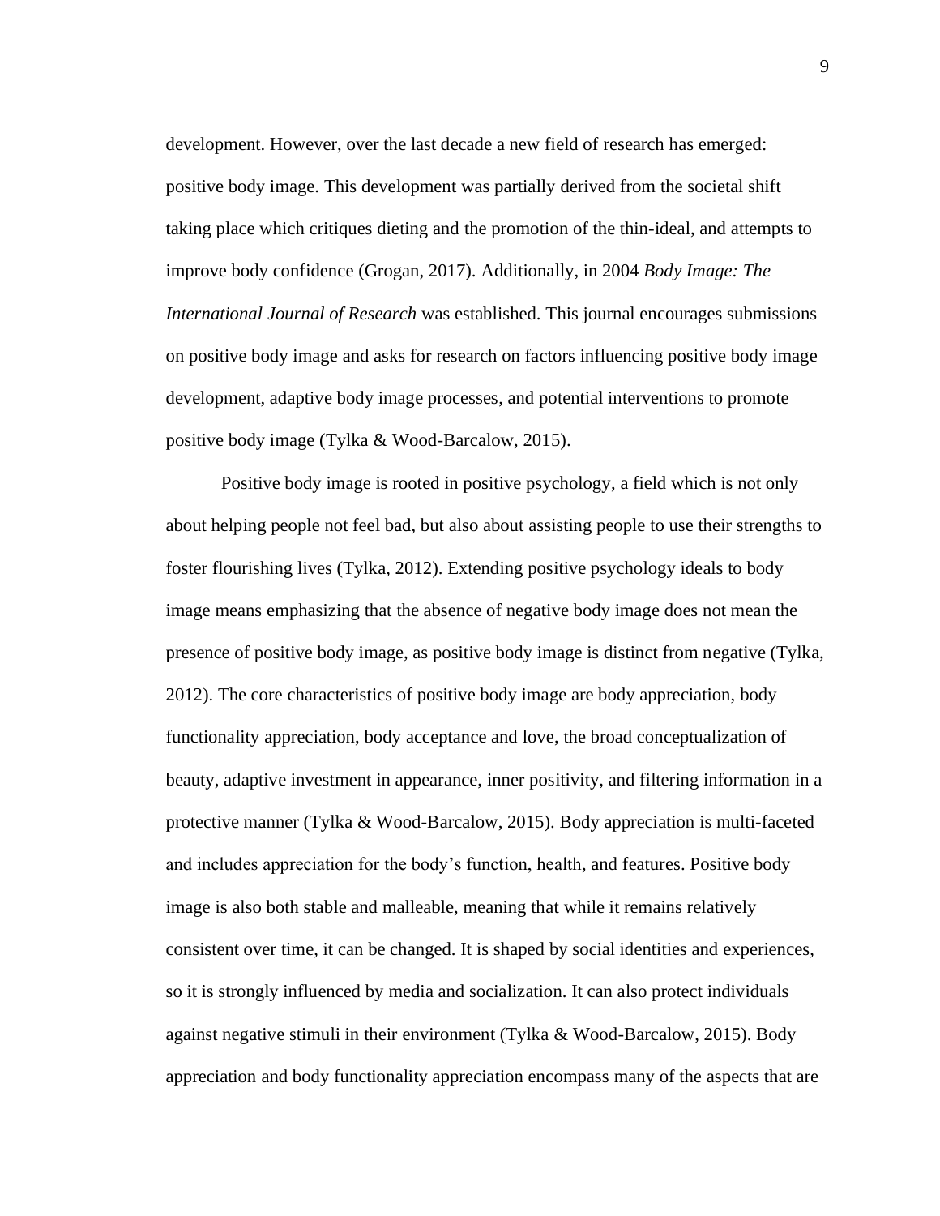development. However, over the last decade a new field of research has emerged: positive body image. This development was partially derived from the societal shift taking place which critiques dieting and the promotion of the thin-ideal, and attempts to improve body confidence (Grogan, 2017). Additionally, in 2004 *Body Image: The International Journal of Research* was established. This journal encourages submissions on positive body image and asks for research on factors influencing positive body image development, adaptive body image processes, and potential interventions to promote positive body image (Tylka & Wood-Barcalow, 2015).

Positive body image is rooted in positive psychology, a field which is not only about helping people not feel bad, but also about assisting people to use their strengths to foster flourishing lives (Tylka, 2012). Extending positive psychology ideals to body image means emphasizing that the absence of negative body image does not mean the presence of positive body image, as positive body image is distinct from negative (Tylka, 2012). The core characteristics of positive body image are body appreciation, body functionality appreciation, body acceptance and love, the broad conceptualization of beauty, adaptive investment in appearance, inner positivity, and filtering information in a protective manner (Tylka & Wood-Barcalow, 2015). Body appreciation is multi-faceted and includes appreciation for the body's function, health, and features. Positive body image is also both stable and malleable, meaning that while it remains relatively consistent over time, it can be changed. It is shaped by social identities and experiences, so it is strongly influenced by media and socialization. It can also protect individuals against negative stimuli in their environment (Tylka & Wood-Barcalow, 2015). Body appreciation and body functionality appreciation encompass many of the aspects that are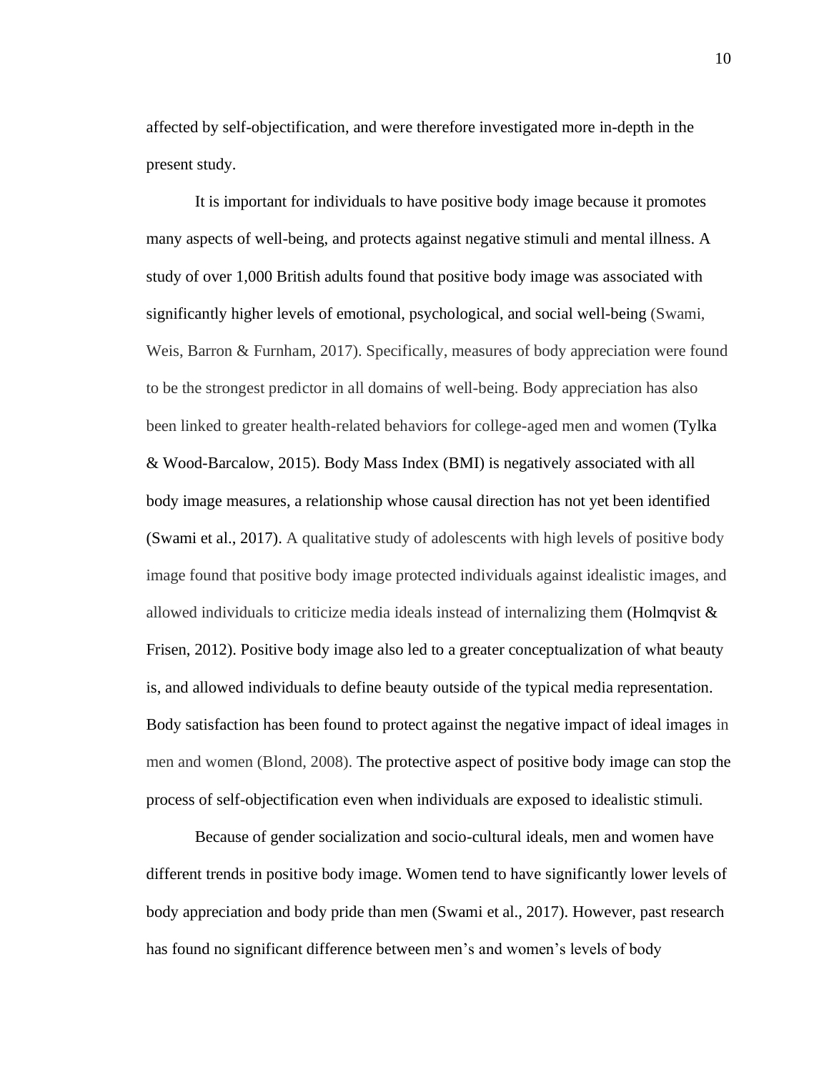affected by self-objectification, and were therefore investigated more in-depth in the present study.

It is important for individuals to have positive body image because it promotes many aspects of well-being, and protects against negative stimuli and mental illness. A study of over 1,000 British adults found that positive body image was associated with significantly higher levels of emotional, psychological, and social well-being (Swami, Weis, Barron & Furnham, 2017). Specifically, measures of body appreciation were found to be the strongest predictor in all domains of well-being. Body appreciation has also been linked to greater health-related behaviors for college-aged men and women (Tylka & Wood-Barcalow, 2015). Body Mass Index (BMI) is negatively associated with all body image measures, a relationship whose causal direction has not yet been identified (Swami et al., 2017). A qualitative study of adolescents with high levels of positive body image found that positive body image protected individuals against idealistic images, and allowed individuals to criticize media ideals instead of internalizing them (Holmqvist & Frisen, 2012). Positive body image also led to a greater conceptualization of what beauty is, and allowed individuals to define beauty outside of the typical media representation. Body satisfaction has been found to protect against the negative impact of ideal images in men and women (Blond, 2008). The protective aspect of positive body image can stop the process of self-objectification even when individuals are exposed to idealistic stimuli.

Because of gender socialization and socio-cultural ideals, men and women have different trends in positive body image. Women tend to have significantly lower levels of body appreciation and body pride than men (Swami et al., 2017). However, past research has found no significant difference between men's and women's levels of body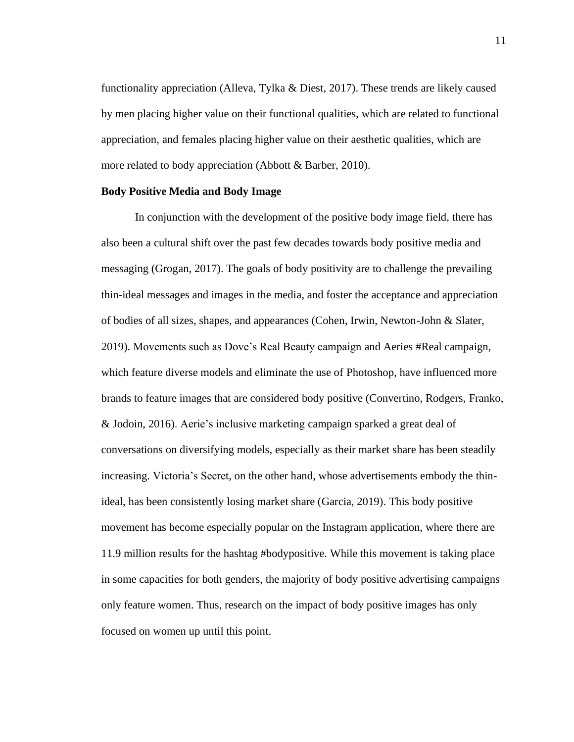functionality appreciation (Alleva, Tylka & Diest, 2017). These trends are likely caused by men placing higher value on their functional qualities, which are related to functional appreciation, and females placing higher value on their aesthetic qualities, which are more related to body appreciation (Abbott & Barber, 2010).

**Body Positive Media and Body Image**

In conjunction with the development of the positive body image field, there has also been a cultural shift over the past few decades towards body positive media and messaging (Grogan, 2017). The goals of body positivity are to challenge the prevailing thin-ideal messages and images in the media, and foster the acceptance and appreciation of bodies of all sizes, shapes, and appearances (Cohen, Irwin, Newton-John & Slater, 2019). Movements such as Dove's Real Beauty campaign and Aeries #Real campaign, which feature diverse models and eliminate the use of Photoshop, have influenced more brands to feature images that are considered body positive (Convertino, Rodgers, Franko, & Jodoin, 2016). Aerie's inclusive marketing campaign sparked a great deal of conversations on diversifying models, especially as their market share has been steadily increasing. Victoria's Secret, on the other hand, whose advertisements embody the thin-ideal, has been consistently losing market share (Garcia, 2019). This body positive movement has become especially popular on the Instagram application, where there are 11.9 million results for the hashtag #bodypositive. While this movement is taking place in some capacities for both genders, the majority of body positive advertising campaigns only feature women. Thus, research on the impact of body positive images has only focused on women up until this point.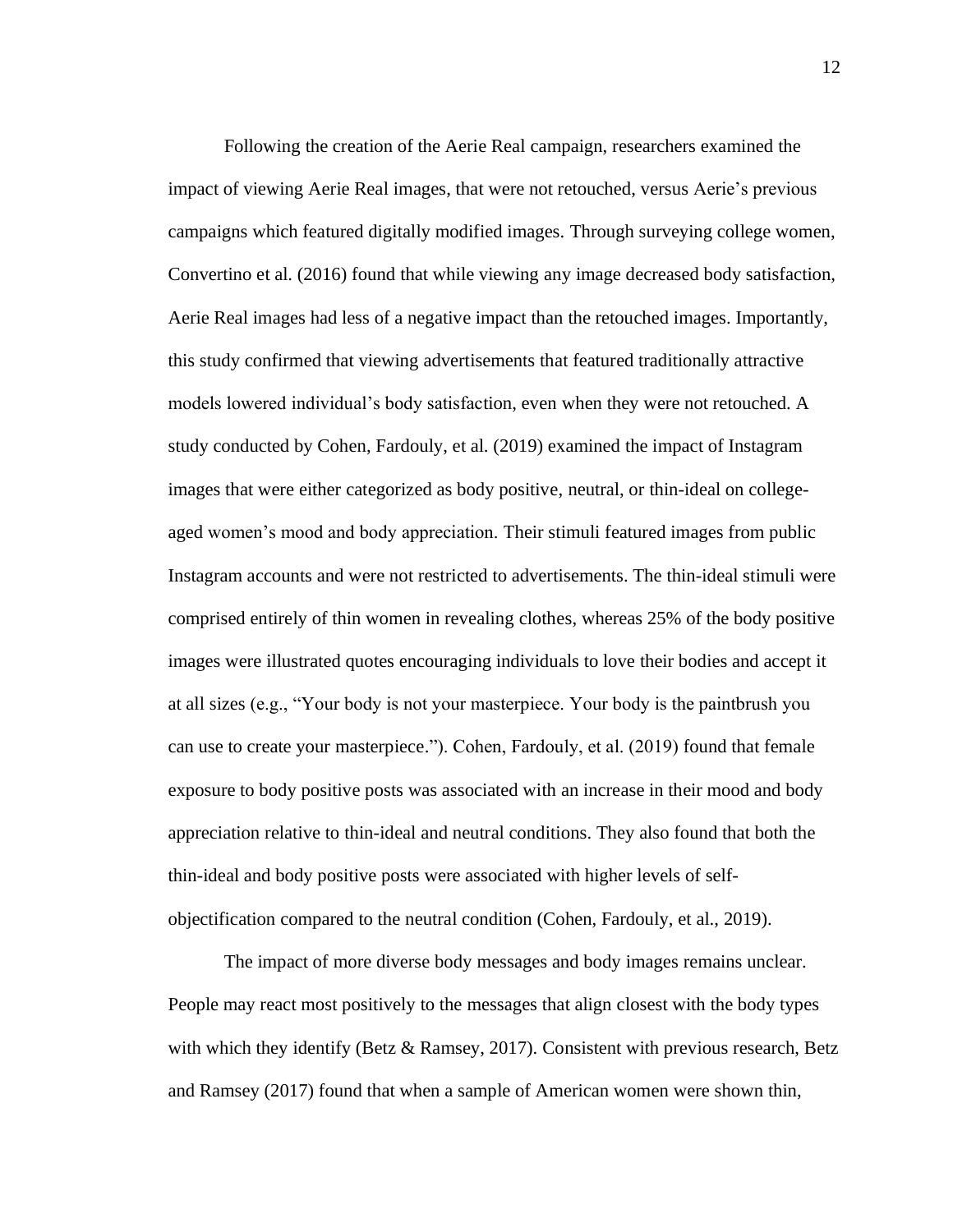Following the creation of the Aerie Real campaign, researchers examined the impact of viewing Aerie Real images, that were not retouched, versus Aerie's previous campaigns which featured digitally modified images. Through surveying college women, Convertino et al. (2016) found that while viewing any image decreased body satisfaction, Aerie Real images had less of a negative impact than the retouched images. Importantly, this study confirmed that viewing advertisements that featured traditionally attractive models lowered individual's body satisfaction, even when they were not retouched. A study conducted by Cohen, Fardouly, et al. (2019) examined the impact of Instagram images that were either categorized as body positive, neutral, or thin-ideal on college-aged women's mood and body appreciation. Their stimuli featured images from public Instagram accounts and were not restricted to advertisements. The thin-ideal stimuli were comprised entirely of thin women in revealing clothes, whereas 25% of the body positive images were illustrated quotes encouraging individuals to love their bodies and accept it at all sizes (e.g., "Your body is not your masterpiece. Your body is the paintbrush you can use to create your masterpiece."). Cohen, Fardouly, et al. (2019) found that female exposure to body positive posts was associated with an increase in their mood and body appreciation relative to thin-ideal and neutral conditions. They also found that both the thin-ideal and body positive posts were associated with higher levels of self-objectification compared to the neutral condition (Cohen, Fardouly, et al., 2019).

The impact of more diverse body messages and body images remains unclear. People may react most positively to the messages that align closest with the body types with which they identify (Betz & Ramsey, 2017). Consistent with previous research, Betz and Ramsey (2017) found that when a sample of American women were shown thin,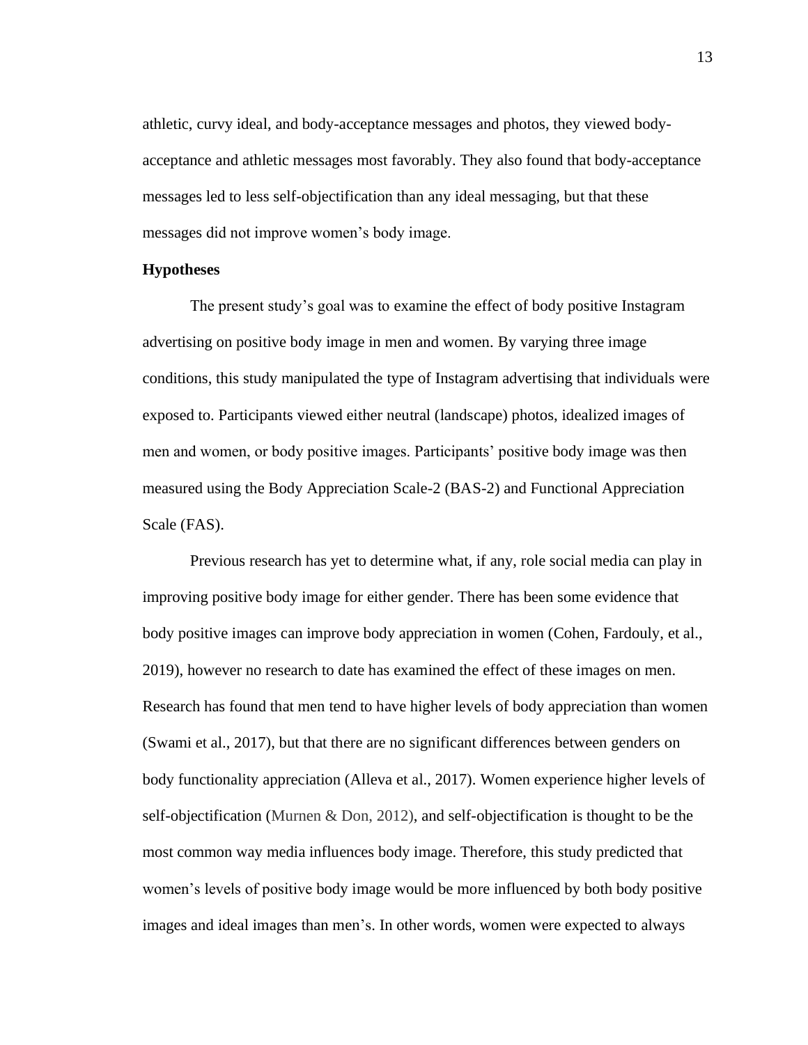athletic, curvy ideal, and body-acceptance messages and photos, they viewed body-acceptance and athletic messages most favorably. They also found that body-acceptance messages led to less self-objectification than any ideal messaging, but that these messages did not improve women's body image.

**Hypotheses**

The present study's goal was to examine the effect of body positive Instagram advertising on positive body image in men and women. By varying three image conditions, this study manipulated the type of Instagram advertising that individuals were exposed to. Participants viewed either neutral (landscape) photos, idealized images of men and women, or body positive images. Participants' positive body image was then measured using the Body Appreciation Scale-2 (BAS-2) and Functional Appreciation Scale (FAS).

Previous research has yet to determine what, if any, role social media can play in improving positive body image for either gender. There has been some evidence that body positive images can improve body appreciation in women (Cohen, Fardouly, et al., 2019), however no research to date has examined the effect of these images on men. Research has found that men tend to have higher levels of body appreciation than women (Swami et al., 2017), but that there are no significant differences between genders on body functionality appreciation (Alleva et al., 2017). Women experience higher levels of self-objectification (Murnen & Don, 2012), and self-objectification is thought to be the most common way media influences body image. Therefore, this study predicted that women's levels of positive body image would be more influenced by both body positive images and ideal images than men's. In other words, women were expected to always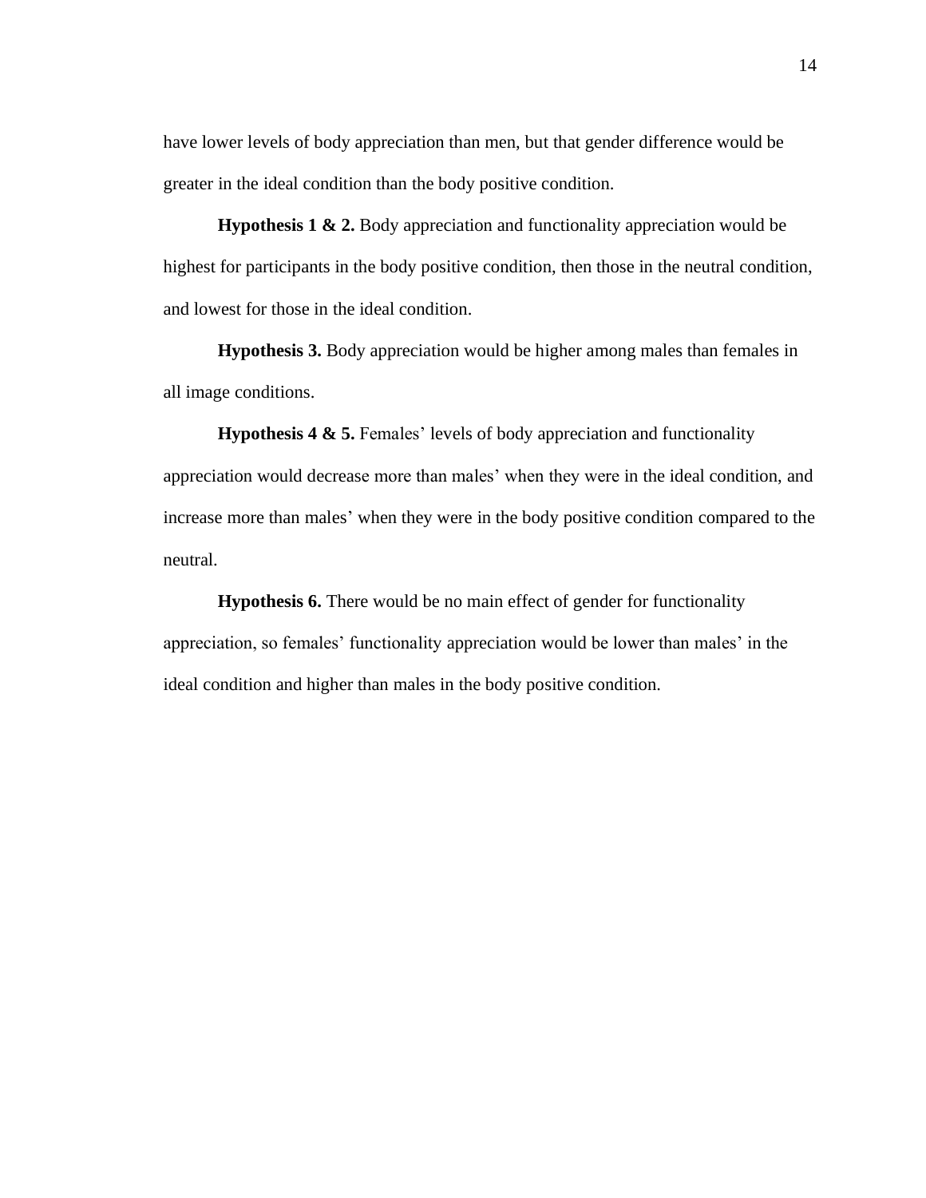have lower levels of body appreciation than men, but that gender difference would be greater in the ideal condition than the body positive condition.

**Hypothesis 1 & 2.** Body appreciation and functionality appreciation would be highest for participants in the body positive condition, then those in the neutral condition, and lowest for those in the ideal condition.

**Hypothesis 3.** Body appreciation would be higher among males than females in all image conditions.

**Hypothesis 4 & 5.** Females' levels of body appreciation and functionality appreciation would decrease more than males' when they were in the ideal condition, and increase more than males' when they were in the body positive condition compared to the neutral.

**Hypothesis 6.** There would be no main effect of gender for functionality appreciation, so females' functionality appreciation would be lower than males' in the ideal condition and higher than males in the body positive condition.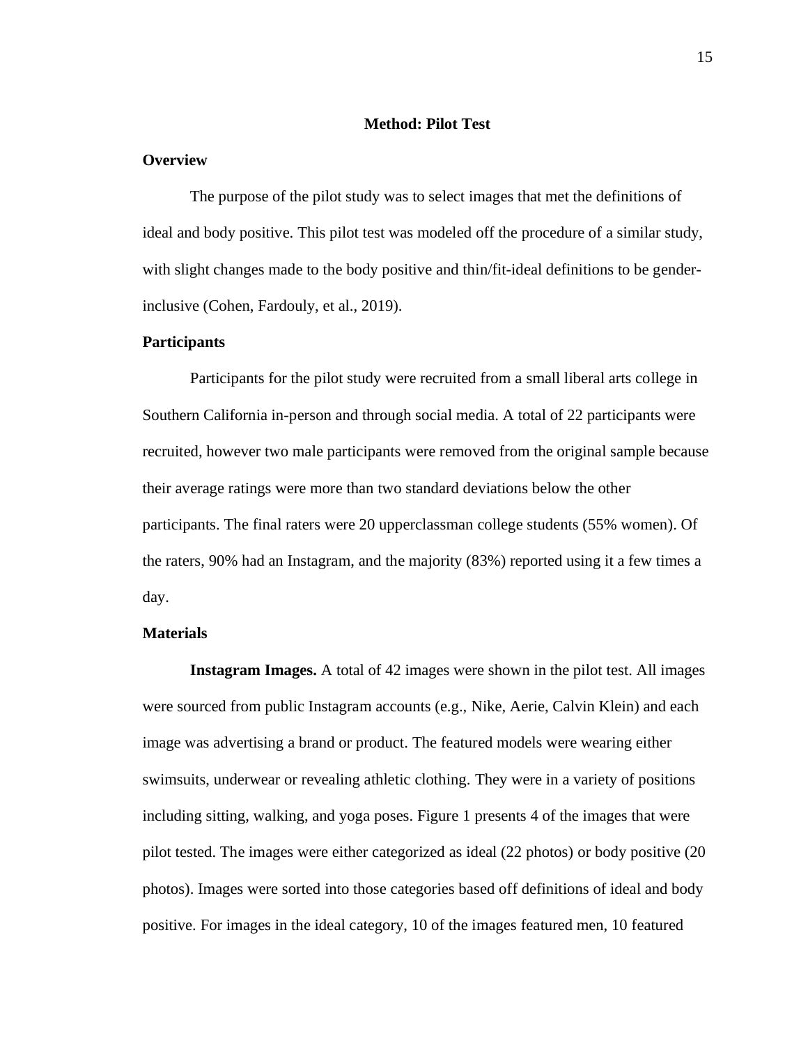# Method: Pilot Test

## Overview

The purpose of the pilot study was to select images that met the definitions of ideal and body positive. This pilot test was modeled off the procedure of a similar study, with slight changes made to the body positive and thin/fit-ideal definitions to be gender-inclusive (Cohen, Fardouly, et al., 2019).

## Participants

Participants for the pilot study were recruited from a small liberal arts college in Southern California in-person and through social media. A total of 22 participants were recruited, however two male participants were removed from the original sample because their average ratings were more than two standard deviations below the other participants. The final raters were 20 upperclassman college students (55% women). Of the raters, 90% had an Instagram, and the majority (83%) reported using it a few times a day.

## Materials

**Instagram Images.** A total of 42 images were shown in the pilot test. All images were sourced from public Instagram accounts (e.g., Nike, Aerie, Calvin Klein) and each image was advertising a brand or product. The featured models were wearing either swimsuits, underwear or revealing athletic clothing. They were in a variety of positions including sitting, walking, and yoga poses. Figure 1 presents 4 of the images that were pilot tested. The images were either categorized as ideal (22 photos) or body positive (20 photos). Images were sorted into those categories based off definitions of ideal and body positive. For images in the ideal category, 10 of the images featured men, 10 featured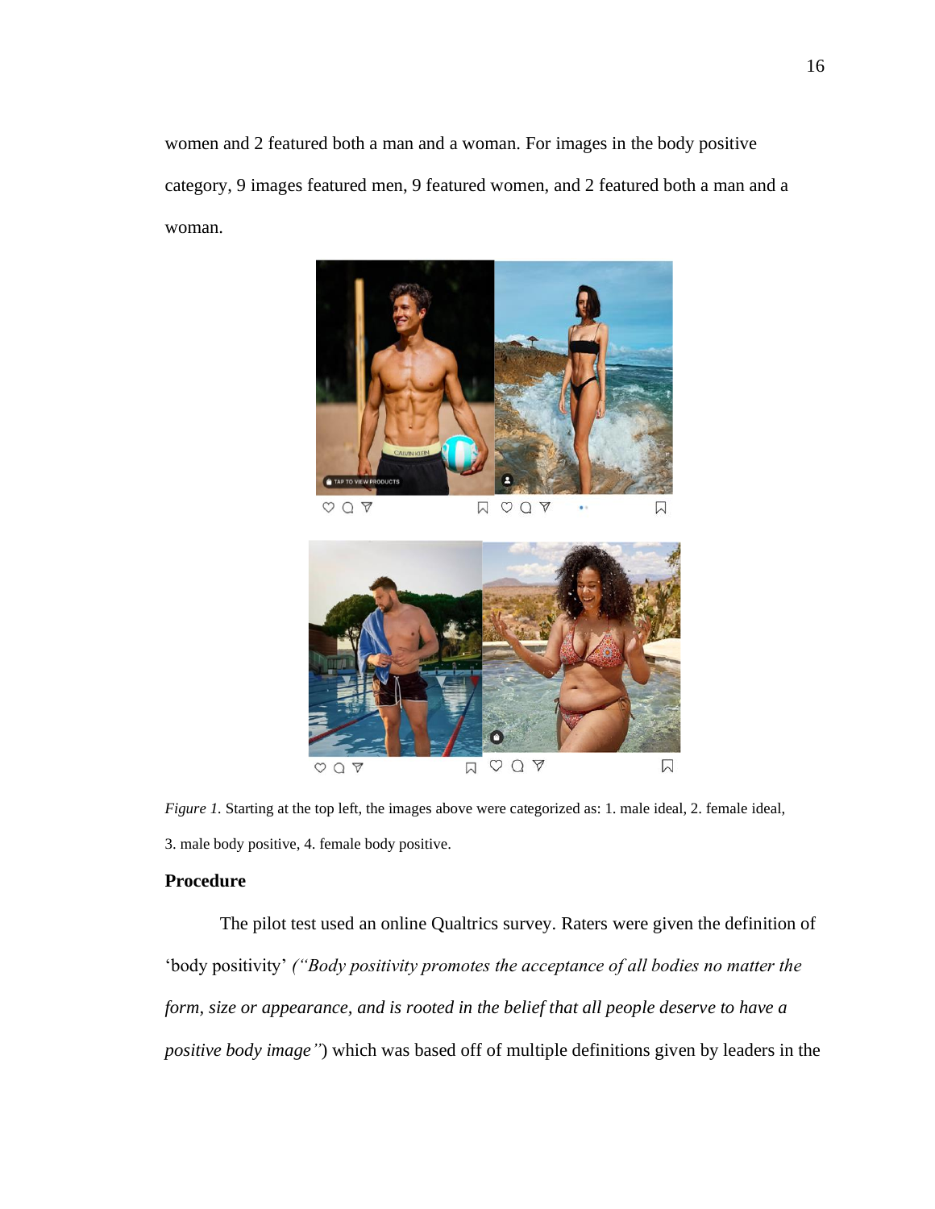women and 2 featured both a man and a woman. For images in the body positive category, 9 images featured men, 9 featured women, and 2 featured both a man and a woman.

*Figure 1.* Starting at the top left, the images above were categorized as: 1. male ideal, 2. female ideal, 3. male body positive, 4. female body positive.

## Procedure

The pilot test used an online Qualtrics survey. Raters were given the definition of 'body positivity' *("Body positivity promotes the acceptance of all bodies no matter the form, size or appearance, and is rooted in the belief that all people deserve to have a positive body image")* which was based off of multiple definitions given by leaders in the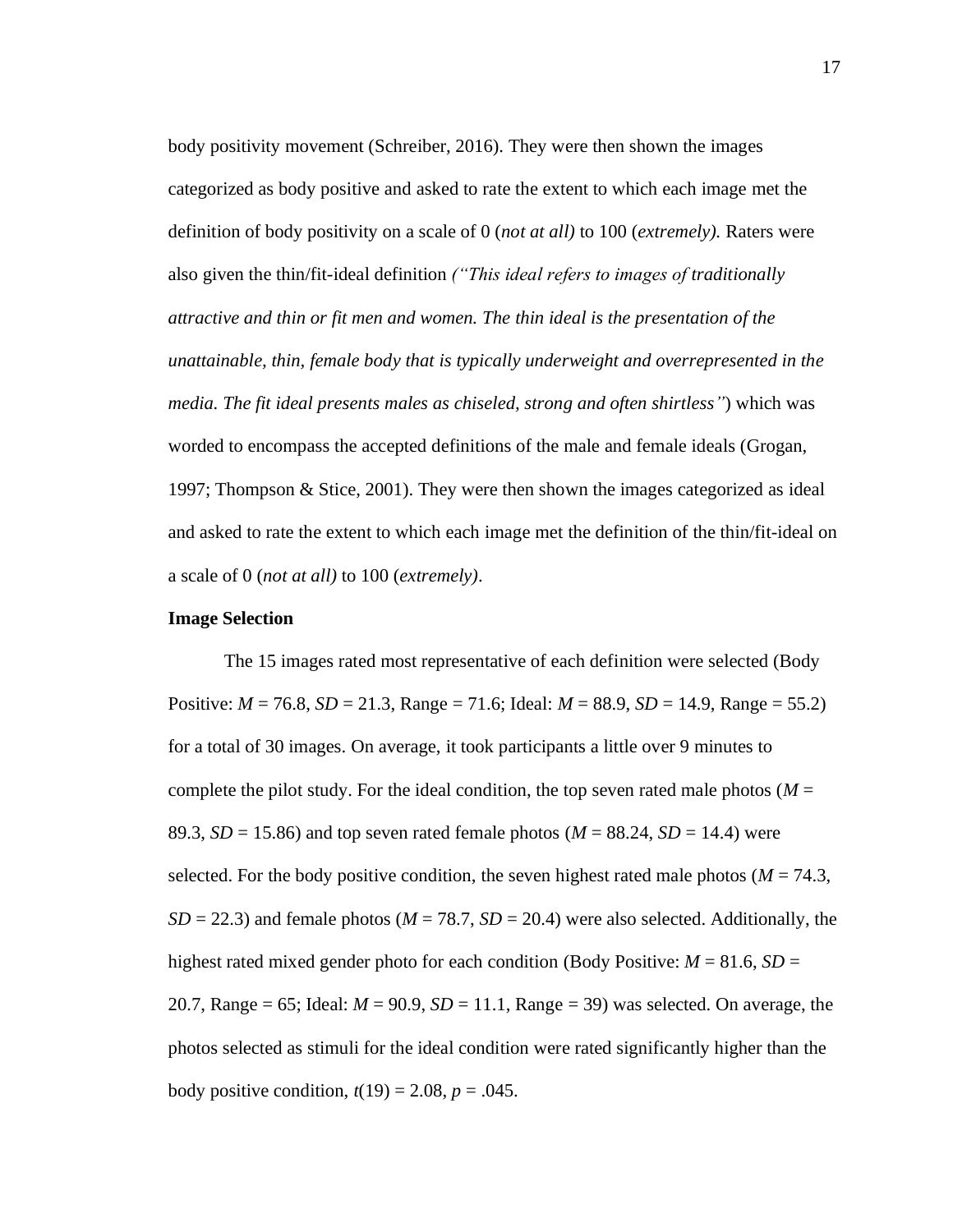body positivity movement (Schreiber, 2016). They were then shown the images categorized as body positive and asked to rate the extent to which each image met the definition of body positivity on a scale of 0 (*not at all)* to 100 (*extremely).* Raters were also given the thin/fit-ideal definition *("This ideal refers to images of traditionally attractive and thin or fit men and women. The thin ideal is the presentation of the unattainable, thin, female body that is typically underweight and overrepresented in the media. The fit ideal presents males as chiseled, strong and often shirtless"*) which was worded to encompass the accepted definitions of the male and female ideals (Grogan, 1997; Thompson & Stice, 2001). They were then shown the images categorized as ideal and asked to rate the extent to which each image met the definition of the thin/fit-ideal on a scale of 0 (*not at all)* to 100 (*extremely)*.

**Image Selection**

The 15 images rated most representative of each definition were selected (Body Positive: $M$ = 76.8, $SD$ = 21.3, Range = 71.6; Ideal: $M$ = 88.9, $SD$ = 14.9, Range = 55.2) for a total of 30 images. On average, it took participants a little over 9 minutes to complete the pilot study. For the ideal condition, the top seven rated male photos ($M$ = 89.3, $SD$ = 15.86) and top seven rated female photos ($M$ = 88.24, $SD$ = 14.4) were selected. For the body positive condition, the seven highest rated male photos ($M$ = 74.3, $SD$ = 22.3) and female photos ($M$ = 78.7, $SD$ = 20.4) were also selected. Additionally, the highest rated mixed gender photo for each condition (Body Positive: $M$ = 81.6, $SD$ = 20.7, Range = 65; Ideal: $M$ = 90.9, $SD$ = 11.1, Range = 39) was selected. On average, the photos selected as stimuli for the ideal condition were rated significantly higher than the body positive condition, $t(19) = 2.08$, $p = .045$.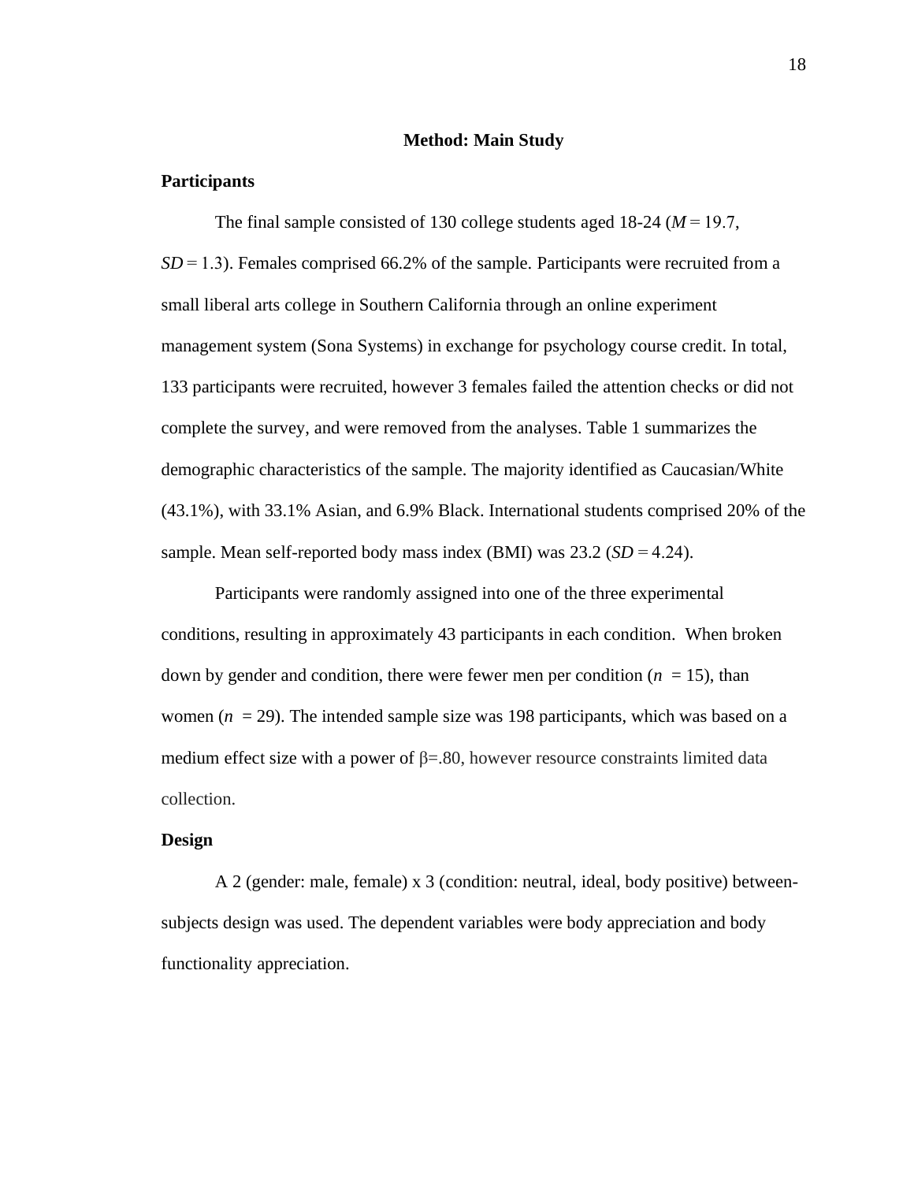## Method: Main Study

### Participants

The final sample consisted of 130 college students aged 18-24 ($M = 19.7$, $SD = 1.3$). Females comprised 66.2% of the sample. Participants were recruited from a small liberal arts college in Southern California through an online experiment management system (Sona Systems) in exchange for psychology course credit. In total, 133 participants were recruited, however 3 females failed the attention checks or did not complete the survey, and were removed from the analyses. Table 1 summarizes the demographic characteristics of the sample. The majority identified as Caucasian/White (43.1%), with 33.1% Asian, and 6.9% Black. International students comprised 20% of the sample. Mean self-reported body mass index (BMI) was 23.2 ($SD = 4.24$).

Participants were randomly assigned into one of the three experimental conditions, resulting in approximately 43 participants in each condition. When broken down by gender and condition, there were fewer men per condition ($n = 15$), than women ($n = 29$). The intended sample size was 198 participants, which was based on a medium effect size with a power of $\beta$=.80, however resource constraints limited data collection.

### Design

A 2 (gender: male, female) x 3 (condition: neutral, ideal, body positive) between-subjects design was used. The dependent variables were body appreciation and body functionality appreciation.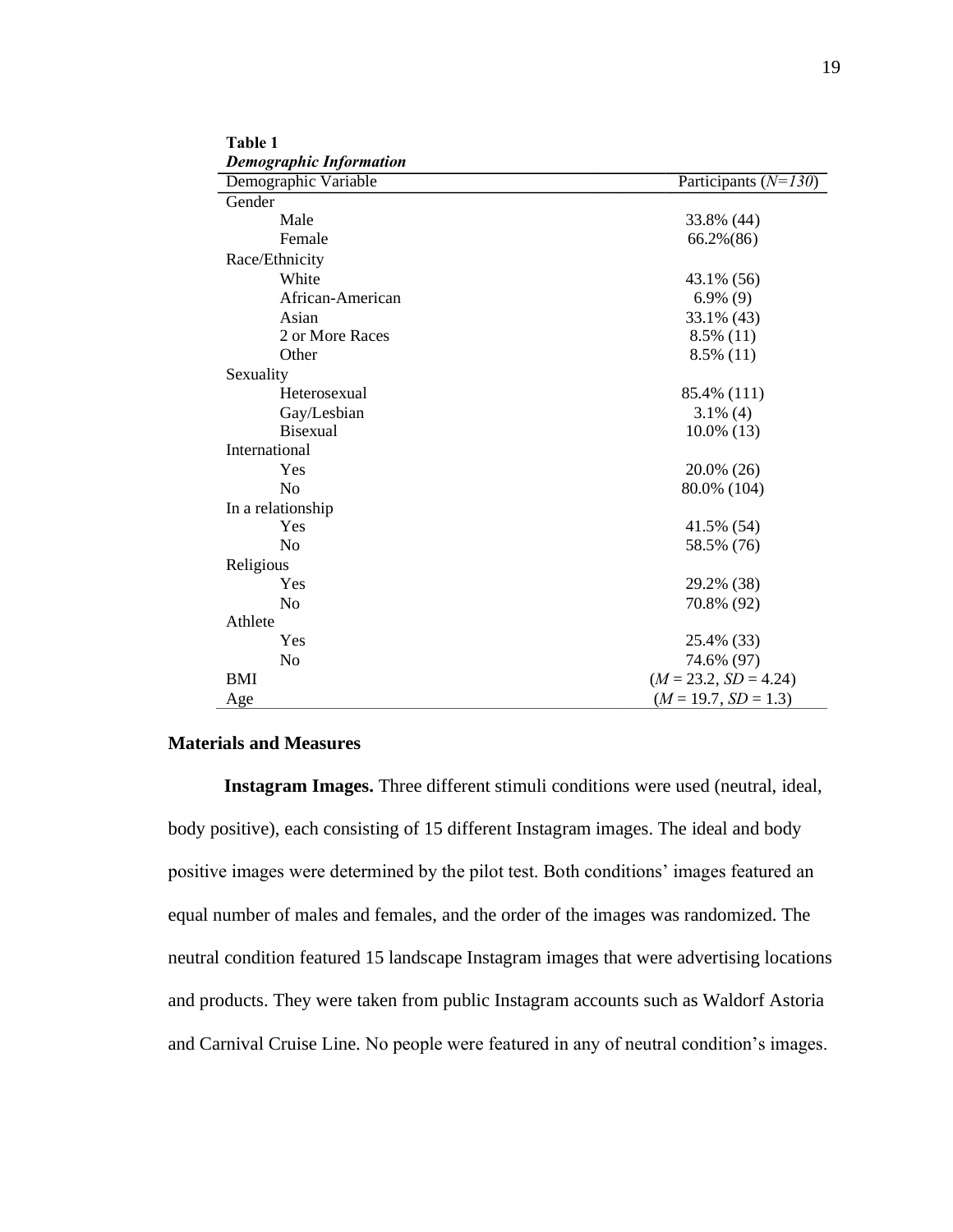**Table 1**

***Demographic Information***

| Demographic Variable | Participants (*N=130*) |
|---|---|
| Gender | |
| Male | 33.8% (44) |
| Female | 66.2%(86) |
| Race/Ethnicity | |
| White | 43.1% (56) |
| African-American | 6.9% (9) |
| Asian | 33.1% (43) |
| 2 or More Races | 8.5% (11) |
| Other | 8.5% (11) |
| Sexuality | |
| Heterosexual | 85.4% (111) |
| Gay/Lesbian | 3.1% (4) |
| Bisexual | 10.0% (13) |
| International | |
| Yes | 20.0% (26) |
| No | 80.0% (104) |
| In a relationship | |
| Yes | 41.5% (54) |
| No | 58.5% (76) |
| Religious | |
| Yes | 29.2% (38) |
| No | 70.8% (92) |
| Athlete | |
| Yes | 25.4% (33) |
| No | 74.6% (97) |
| BMI | ($M$ = 23.2, $SD$ = 4.24) |
| Age | ($M$ = 19.7, $SD$ = 1.3) |

## Materials and Measures

**Instagram Images.** Three different stimuli conditions were used (neutral, ideal, body positive), each consisting of 15 different Instagram images. The ideal and body positive images were determined by the pilot test. Both conditions' images featured an equal number of males and females, and the order of the images was randomized. The neutral condition featured 15 landscape Instagram images that were advertising locations and products. They were taken from public Instagram accounts such as Waldorf Astoria and Carnival Cruise Line. No people were featured in any of neutral condition's images.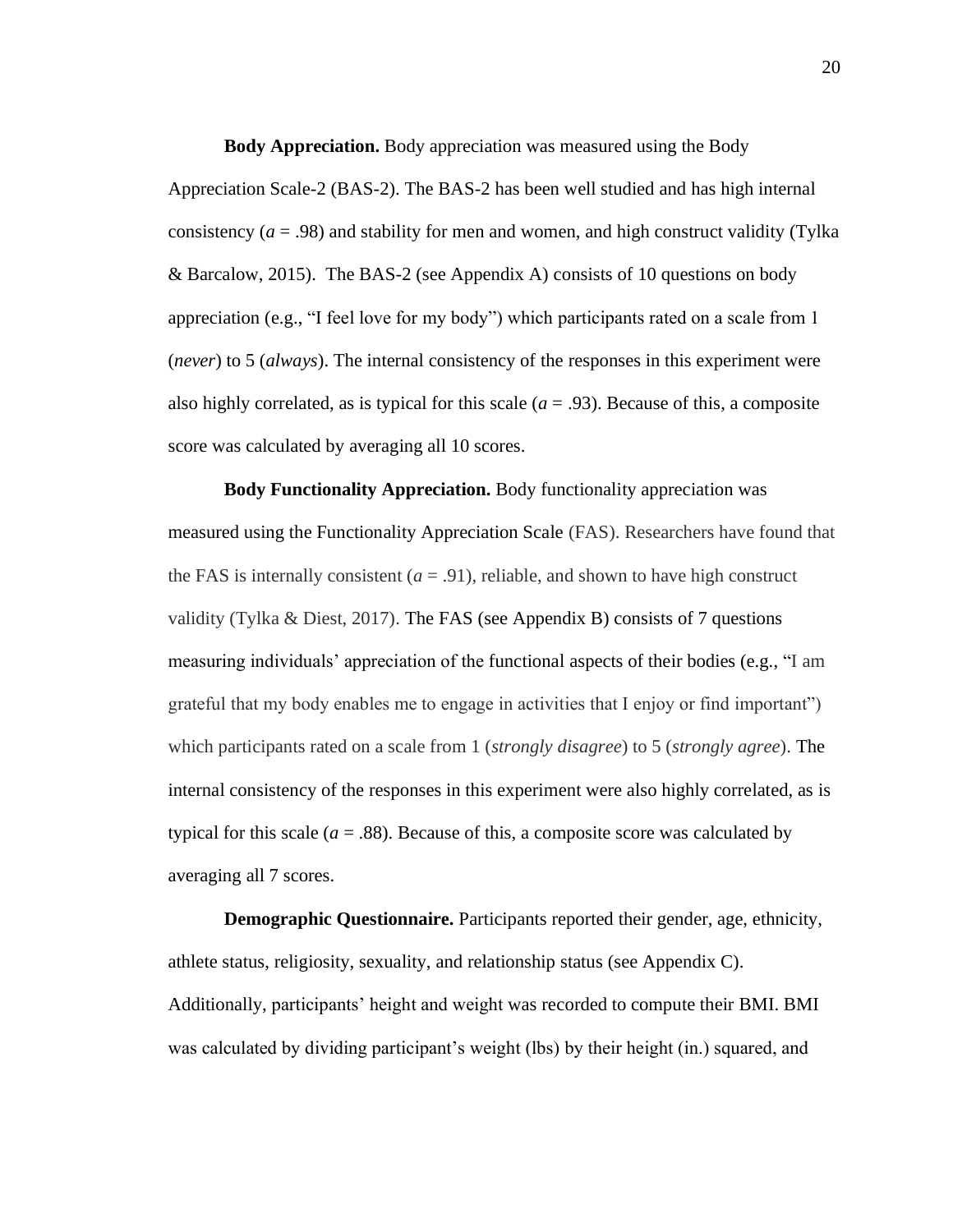**Body Appreciation.** Body appreciation was measured using the Body Appreciation Scale-2 (BAS-2). The BAS-2 has been well studied and has high internal consistency ($a$ = .98) and stability for men and women, and high construct validity (Tylka & Barcalow, 2015). The BAS-2 (see Appendix A) consists of 10 questions on body appreciation (e.g., "I feel love for my body") which participants rated on a scale from 1 (*never*) to 5 (*always*). The internal consistency of the responses in this experiment were also highly correlated, as is typical for this scale ($a$ = .93). Because of this, a composite score was calculated by averaging all 10 scores.

**Body Functionality Appreciation.** Body functionality appreciation was measured using the Functionality Appreciation Scale (FAS). Researchers have found that the FAS is internally consistent ($a$ = .91), reliable, and shown to have high construct validity (Tylka & Diest, 2017). The FAS (see Appendix B) consists of 7 questions measuring individuals' appreciation of the functional aspects of their bodies (e.g., "I am grateful that my body enables me to engage in activities that I enjoy or find important") which participants rated on a scale from 1 (*strongly disagree*) to 5 (*strongly agree*). The internal consistency of the responses in this experiment were also highly correlated, as is typical for this scale ($a$ = .88). Because of this, a composite score was calculated by averaging all 7 scores.

**Demographic Questionnaire.** Participants reported their gender, age, ethnicity, athlete status, religiosity, sexuality, and relationship status (see Appendix C). Additionally, participants' height and weight was recorded to compute their BMI. BMI was calculated by dividing participant's weight (lbs) by their height (in.) squared, and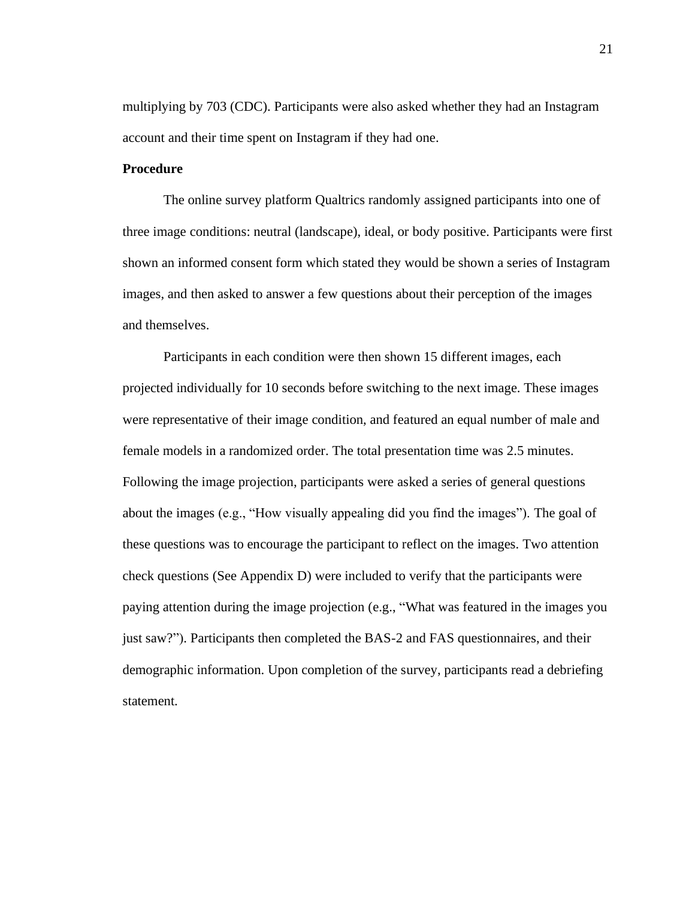multiplying by 703 (CDC). Participants were also asked whether they had an Instagram account and their time spent on Instagram if they had one.

**Procedure**

The online survey platform Qualtrics randomly assigned participants into one of three image conditions: neutral (landscape), ideal, or body positive. Participants were first shown an informed consent form which stated they would be shown a series of Instagram images, and then asked to answer a few questions about their perception of the images and themselves.

Participants in each condition were then shown 15 different images, each projected individually for 10 seconds before switching to the next image. These images were representative of their image condition, and featured an equal number of male and female models in a randomized order. The total presentation time was 2.5 minutes. Following the image projection, participants were asked a series of general questions about the images (e.g., "How visually appealing did you find the images"). The goal of these questions was to encourage the participant to reflect on the images. Two attention check questions (See Appendix D) were included to verify that the participants were paying attention during the image projection (e.g., "What was featured in the images you just saw?"). Participants then completed the BAS-2 and FAS questionnaires, and their demographic information. Upon completion of the survey, participants read a debriefing statement.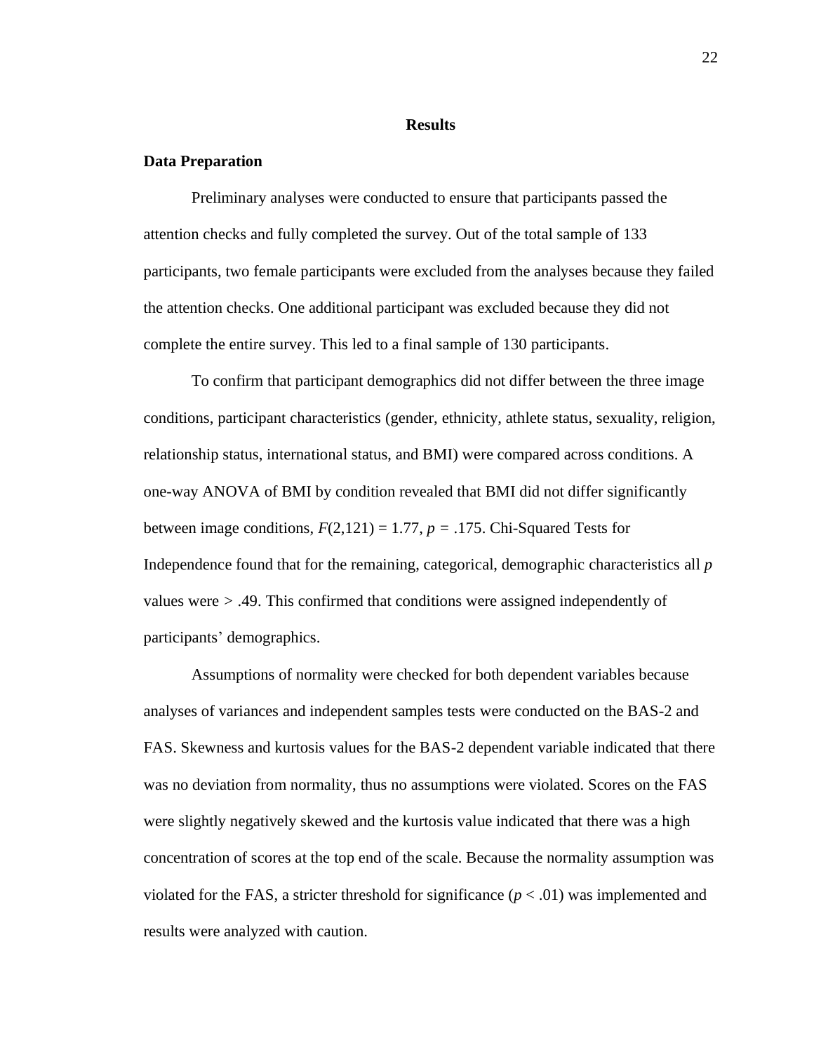## Results

### Data Preparation

Preliminary analyses were conducted to ensure that participants passed the attention checks and fully completed the survey. Out of the total sample of 133 participants, two female participants were excluded from the analyses because they failed the attention checks. One additional participant was excluded because they did not complete the entire survey. This led to a final sample of 130 participants.

To confirm that participant demographics did not differ between the three image conditions, participant characteristics (gender, ethnicity, athlete status, sexuality, religion, relationship status, international status, and BMI) were compared across conditions. A one-way ANOVA of BMI by condition revealed that BMI did not differ significantly between image conditions, $F(2,121) = 1.77$, $p = .175$. Chi-Squared Tests for Independence found that for the remaining, categorical, demographic characteristics all $p$ values were $> .49$. This confirmed that conditions were assigned independently of participants' demographics.

Assumptions of normality were checked for both dependent variables because analyses of variances and independent samples tests were conducted on the BAS-2 and FAS. Skewness and kurtosis values for the BAS-2 dependent variable indicated that there was no deviation from normality, thus no assumptions were violated. Scores on the FAS were slightly negatively skewed and the kurtosis value indicated that there was a high concentration of scores at the top end of the scale. Because the normality assumption was violated for the FAS, a stricter threshold for significance ($p < .01$) was implemented and results were analyzed with caution.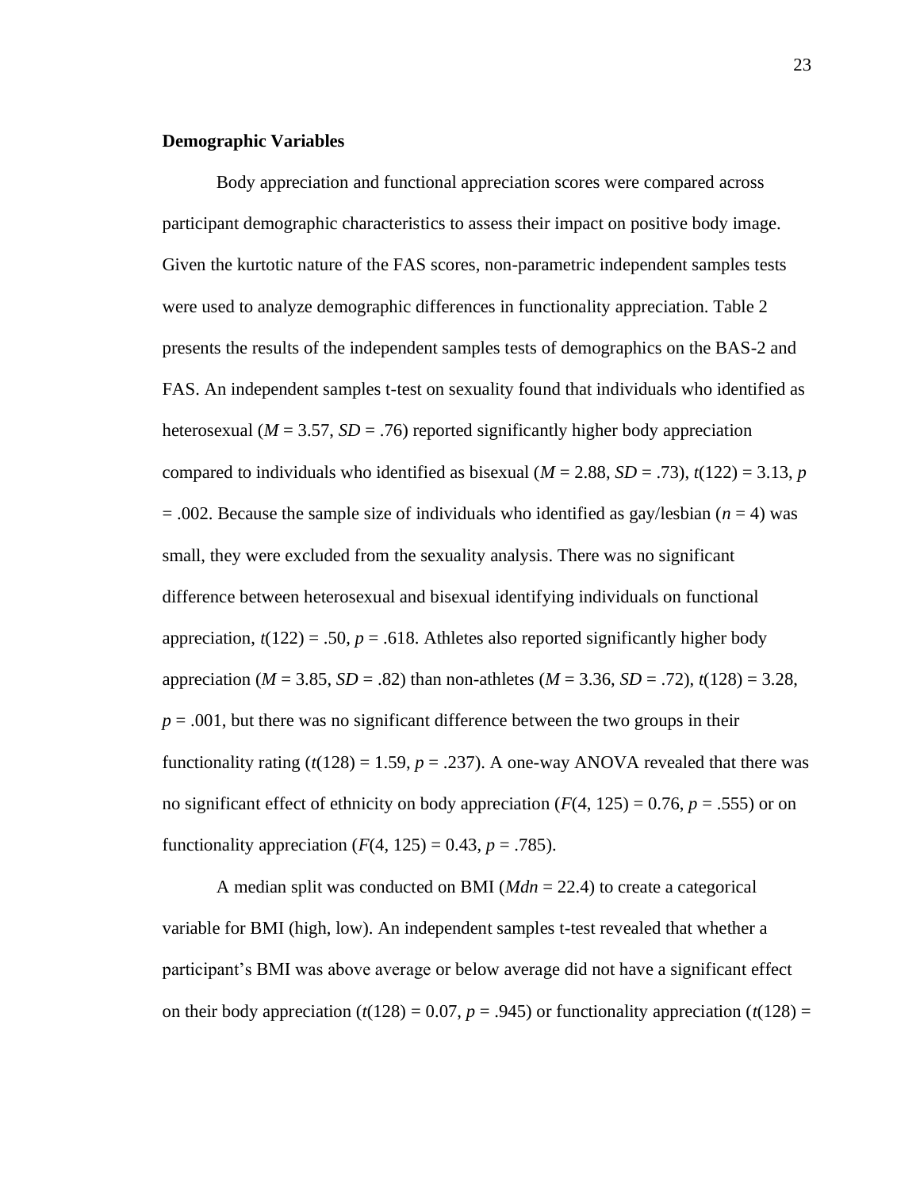### Demographic Variables

Body appreciation and functional appreciation scores were compared across participant demographic characteristics to assess their impact on positive body image. Given the kurtotic nature of the FAS scores, non-parametric independent samples tests were used to analyze demographic differences in functionality appreciation. Table 2 presents the results of the independent samples tests of demographics on the BAS-2 and FAS. An independent samples t-test on sexuality found that individuals who identified as heterosexual ($M$ = 3.57, $SD$ = .76) reported significantly higher body appreciation compared to individuals who identified as bisexual ($M$ = 2.88, $SD$ = .73), $t(122)$ = 3.13, $p$ = .002. Because the sample size of individuals who identified as gay/lesbian ($n$ = 4) was small, they were excluded from the sexuality analysis. There was no significant difference between heterosexual and bisexual identifying individuals on functional appreciation, $t(122)$ = .50, $p$ = .618. Athletes also reported significantly higher body appreciation ($M$ = 3.85, $SD$ = .82) than non-athletes ($M$ = 3.36, $SD$ = .72), $t(128)$ = 3.28, $p$ = .001, but there was no significant difference between the two groups in their functionality rating ($t(128)$ = 1.59, $p$ = .237). A one-way ANOVA revealed that there was no significant effect of ethnicity on body appreciation ($F(4, 125)$ = 0.76, $p$ = .555) or on functionality appreciation ($F(4, 125)$ = 0.43, $p$ = .785).

A median split was conducted on BMI ($Mdn$ = 22.4) to create a categorical variable for BMI (high, low). An independent samples t-test revealed that whether a participant's BMI was above average or below average did not have a significant effect on their body appreciation ($t(128)$ = 0.07, $p$ = .945) or functionality appreciation ($t(128)$ =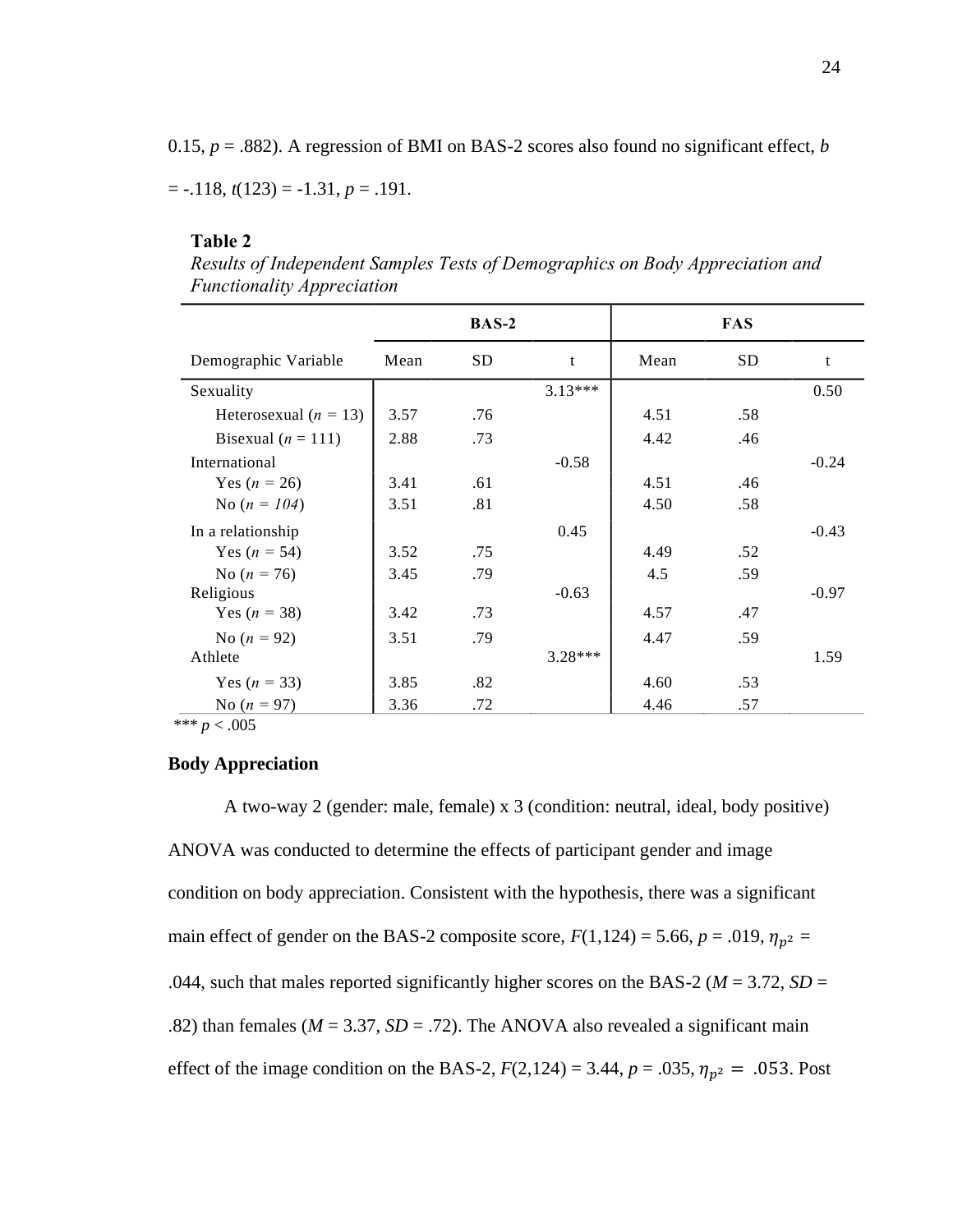0.15, $p$ = .882). A regression of BMI on BAS-2 scores also found no significant effect, $b$ = -.118, $t(123)$ = -1.31, $p$ = .191.

**Table 2**

*Results of Independent Samples Tests of Demographics on Body Appreciation and Functionality Appreciation*

| | BAS-2 | | | FAS | | |
|---|---|---|---|---|---|---|
| Demographic Variable | Mean | SD | t | Mean | SD | t |
| Sexuality | | | 3.13*** | | | 0.50 |
| Heterosexual ($n$ = 13) | 3.57 | .76 | | 4.51 | .58 | |
| Bisexual ($n$ = 111) | 2.88 | .73 | | 4.42 | .46 | |
| International | | | -0.58 | | | -0.24 |
| Yes ($n$ = 26) | 3.41 | .61 | | 4.51 | .46 | |
| No ($n$ = *104*) | 3.51 | .81 | | 4.50 | .58 | |
| In a relationship | | | 0.45 | | | -0.43 |
| Yes ($n$ = 54) | 3.52 | .75 | | 4.49 | .52 | |
| No ($n$ = 76) | 3.45 | .79 | | 4.5 | .59 | |
| Religious | | | -0.63 | | | -0.97 |
| Yes ($n$ = 38) | 3.42 | .73 | | 4.57 | .47 | |
| No ($n$ = 92) | 3.51 | .79 | | 4.47 | .59 | |
| Athlete | | | 3.28*** | | | 1.59 |
| Yes ($n$ = 33) | 3.85 | .82 | | 4.60 | .53 | |
| No ($n$ = 97) | 3.36 | .72 | | 4.46 | .57 | |

*** $p$ < .005

## Body Appreciation

A two-way 2 (gender: male, female) x 3 (condition: neutral, ideal, body positive) ANOVA was conducted to determine the effects of participant gender and image condition on body appreciation. Consistent with the hypothesis, there was a significant main effect of gender on the BAS-2 composite score, $F(1,124)$ = 5.66, $p$ = .019, $\eta_{p^2}$ = .044, such that males reported significantly higher scores on the BAS-2 ($M$ = 3.72, $SD$ = .82) than females ($M$ = 3.37, $SD$ = .72). The ANOVA also revealed a significant main effect of the image condition on the BAS-2, $F(2,124)$ = 3.44, $p$ = .035, $\eta_{p^2} = .053$. Post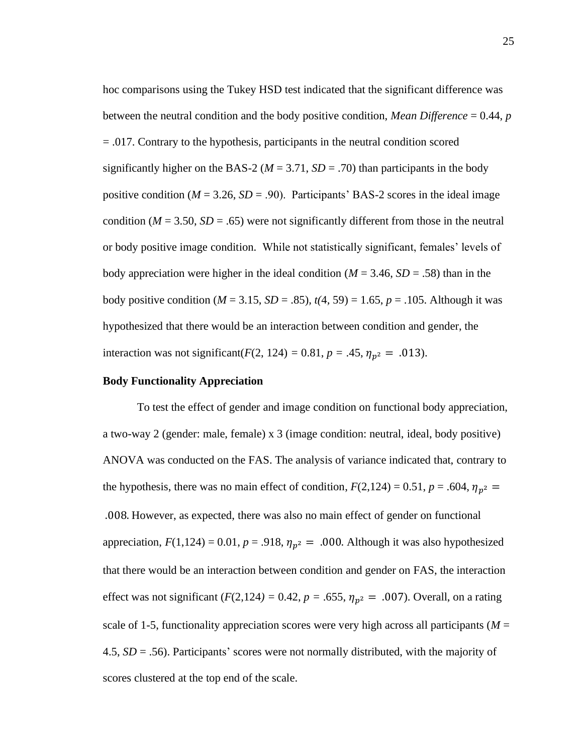hoc comparisons using the Tukey HSD test indicated that the significant difference was between the neutral condition and the body positive condition, *Mean Difference* = 0.44, *p* = .017. Contrary to the hypothesis, participants in the neutral condition scored significantly higher on the BAS-2 (*M* = 3.71, *SD* = .70) than participants in the body positive condition (*M* = 3.26, *SD* = .90). Participants' BAS-2 scores in the ideal image condition (*M* = 3.50, *SD* = .65) were not significantly different from those in the neutral or body positive image condition. While not statistically significant, females' levels of body appreciation were higher in the ideal condition (*M* = 3.46, *SD* = .58) than in the body positive condition (*M* = 3.15, *SD* = .85), *t*(4, 59) = 1.65, *p* = .105. Although it was hypothesized that there would be an interaction between condition and gender, the interaction was not significant($F(2, 124) = 0.81$, $p = .45$, $\eta_{p^2} = .013$).

**Body Functionality Appreciation**

To test the effect of gender and image condition on functional body appreciation, a two-way 2 (gender: male, female) x 3 (image condition: neutral, ideal, body positive) ANOVA was conducted on the FAS. The analysis of variance indicated that, contrary to the hypothesis, there was no main effect of condition, $F(2,124) = 0.51$, $p = .604$, $\eta_{p^2} = .008$. However, as expected, there was also no main effect of gender on functional appreciation, $F(1,124) = 0.01$, $p = .918$, $\eta_{p^2} = .000$. Although it was also hypothesized that there would be an interaction between condition and gender on FAS, the interaction effect was not significant ($F(2,124) = 0.42$, $p = .655$, $\eta_{p^2} = .007$). Overall, on a rating scale of 1-5, functionality appreciation scores were very high across all participants (*M* = 4.5, *SD* = .56). Participants' scores were not normally distributed, with the majority of scores clustered at the top end of the scale.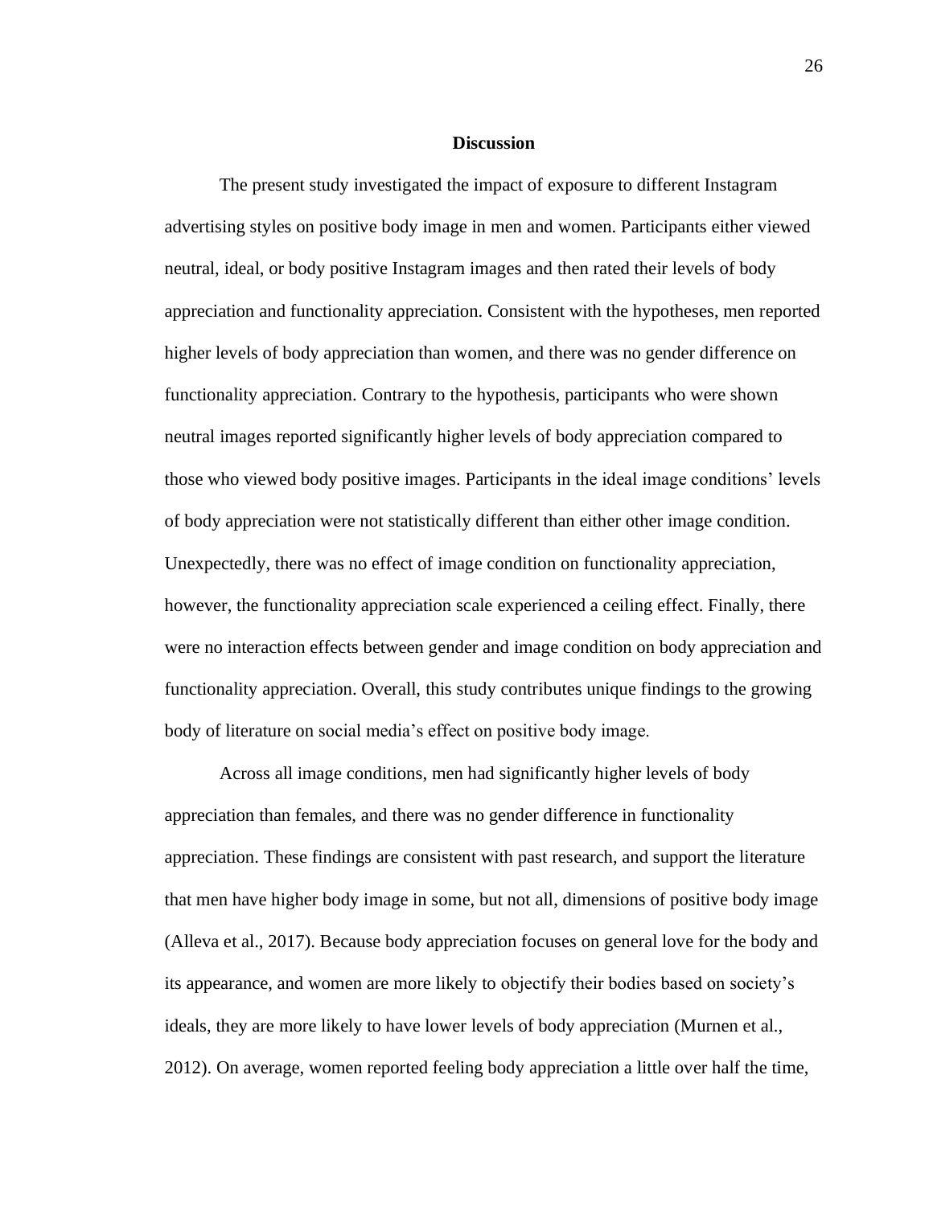## Discussion

The present study investigated the impact of exposure to different Instagram advertising styles on positive body image in men and women. Participants either viewed neutral, ideal, or body positive Instagram images and then rated their levels of body appreciation and functionality appreciation. Consistent with the hypotheses, men reported higher levels of body appreciation than women, and there was no gender difference on functionality appreciation. Contrary to the hypothesis, participants who were shown neutral images reported significantly higher levels of body appreciation compared to those who viewed body positive images. Participants in the ideal image conditions' levels of body appreciation were not statistically different than either other image condition. Unexpectedly, there was no effect of image condition on functionality appreciation, however, the functionality appreciation scale experienced a ceiling effect. Finally, there were no interaction effects between gender and image condition on body appreciation and functionality appreciation. Overall, this study contributes unique findings to the growing body of literature on social media's effect on positive body image.

Across all image conditions, men had significantly higher levels of body appreciation than females, and there was no gender difference in functionality appreciation. These findings are consistent with past research, and support the literature that men have higher body image in some, but not all, dimensions of positive body image (Alleva et al., 2017). Because body appreciation focuses on general love for the body and its appearance, and women are more likely to objectify their bodies based on society's ideals, they are more likely to have lower levels of body appreciation (Murnen et al., 2012). On average, women reported feeling body appreciation a little over half the time,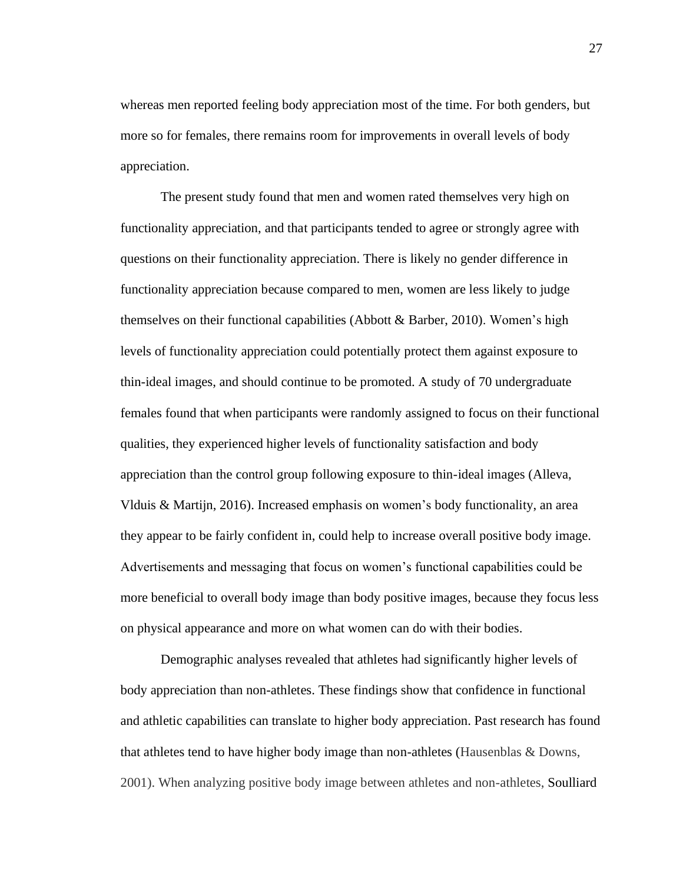whereas men reported feeling body appreciation most of the time. For both genders, but more so for females, there remains room for improvements in overall levels of body appreciation.

The present study found that men and women rated themselves very high on functionality appreciation, and that participants tended to agree or strongly agree with questions on their functionality appreciation. There is likely no gender difference in functionality appreciation because compared to men, women are less likely to judge themselves on their functional capabilities (Abbott & Barber, 2010). Women's high levels of functionality appreciation could potentially protect them against exposure to thin-ideal images, and should continue to be promoted. A study of 70 undergraduate females found that when participants were randomly assigned to focus on their functional qualities, they experienced higher levels of functionality satisfaction and body appreciation than the control group following exposure to thin-ideal images (Alleva, Vlduis & Martijn, 2016). Increased emphasis on women's body functionality, an area they appear to be fairly confident in, could help to increase overall positive body image. Advertisements and messaging that focus on women's functional capabilities could be more beneficial to overall body image than body positive images, because they focus less on physical appearance and more on what women can do with their bodies.

Demographic analyses revealed that athletes had significantly higher levels of body appreciation than non-athletes. These findings show that confidence in functional and athletic capabilities can translate to higher body appreciation. Past research has found that athletes tend to have higher body image than non-athletes (Hausenblas & Downs, 2001). When analyzing positive body image between athletes and non-athletes, Soulliard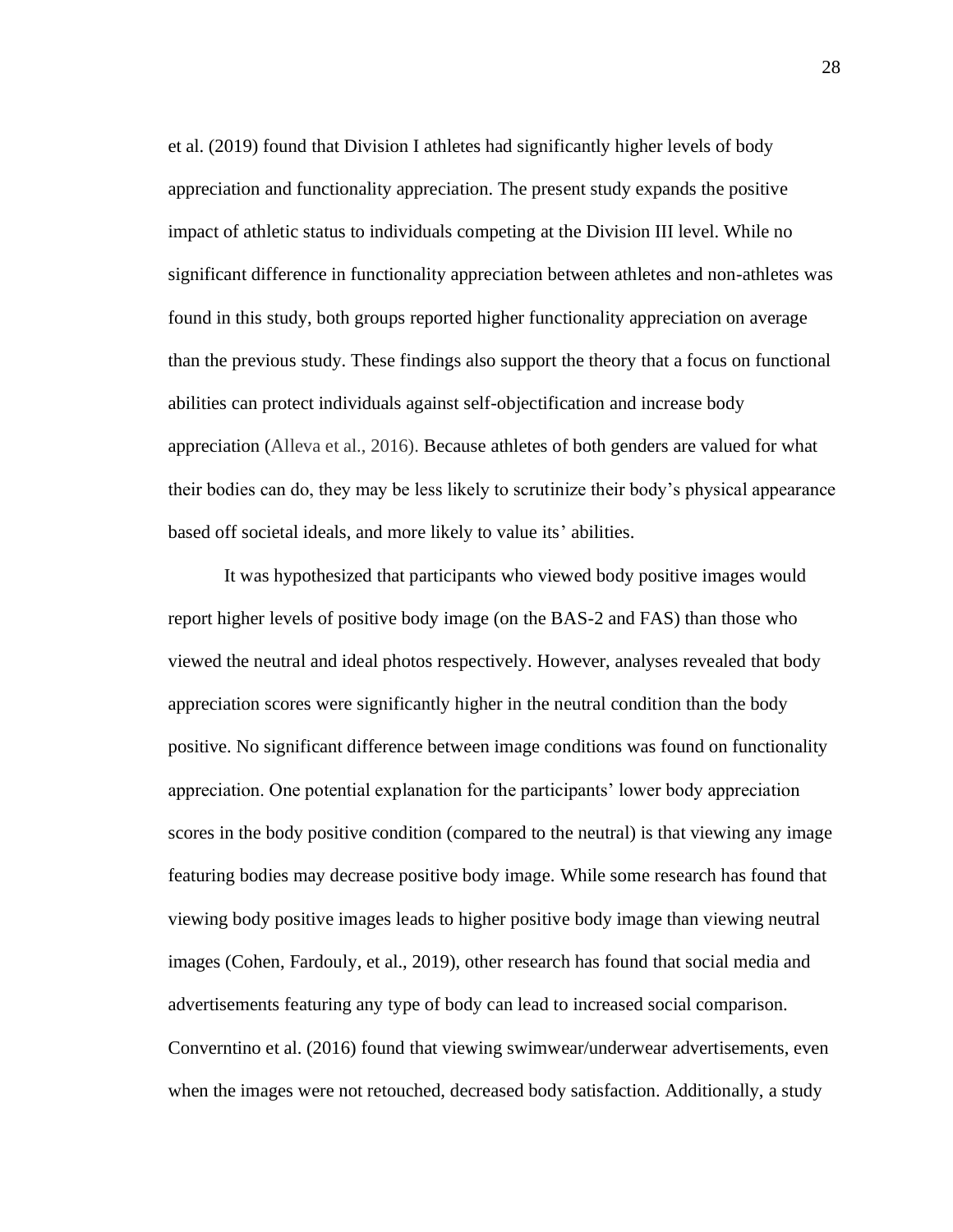et al. (2019) found that Division I athletes had significantly higher levels of body appreciation and functionality appreciation. The present study expands the positive impact of athletic status to individuals competing at the Division III level. While no significant difference in functionality appreciation between athletes and non-athletes was found in this study, both groups reported higher functionality appreciation on average than the previous study. These findings also support the theory that a focus on functional abilities can protect individuals against self-objectification and increase body appreciation (Alleva et al., 2016). Because athletes of both genders are valued for what their bodies can do, they may be less likely to scrutinize their body's physical appearance based off societal ideals, and more likely to value its' abilities.

It was hypothesized that participants who viewed body positive images would report higher levels of positive body image (on the BAS-2 and FAS) than those who viewed the neutral and ideal photos respectively. However, analyses revealed that body appreciation scores were significantly higher in the neutral condition than the body positive. No significant difference between image conditions was found on functionality appreciation. One potential explanation for the participants' lower body appreciation scores in the body positive condition (compared to the neutral) is that viewing any image featuring bodies may decrease positive body image. While some research has found that viewing body positive images leads to higher positive body image than viewing neutral images (Cohen, Fardouly, et al., 2019), other research has found that social media and advertisements featuring any type of body can lead to increased social comparison. Converntino et al. (2016) found that viewing swimwear/underwear advertisements, even when the images were not retouched, decreased body satisfaction. Additionally, a study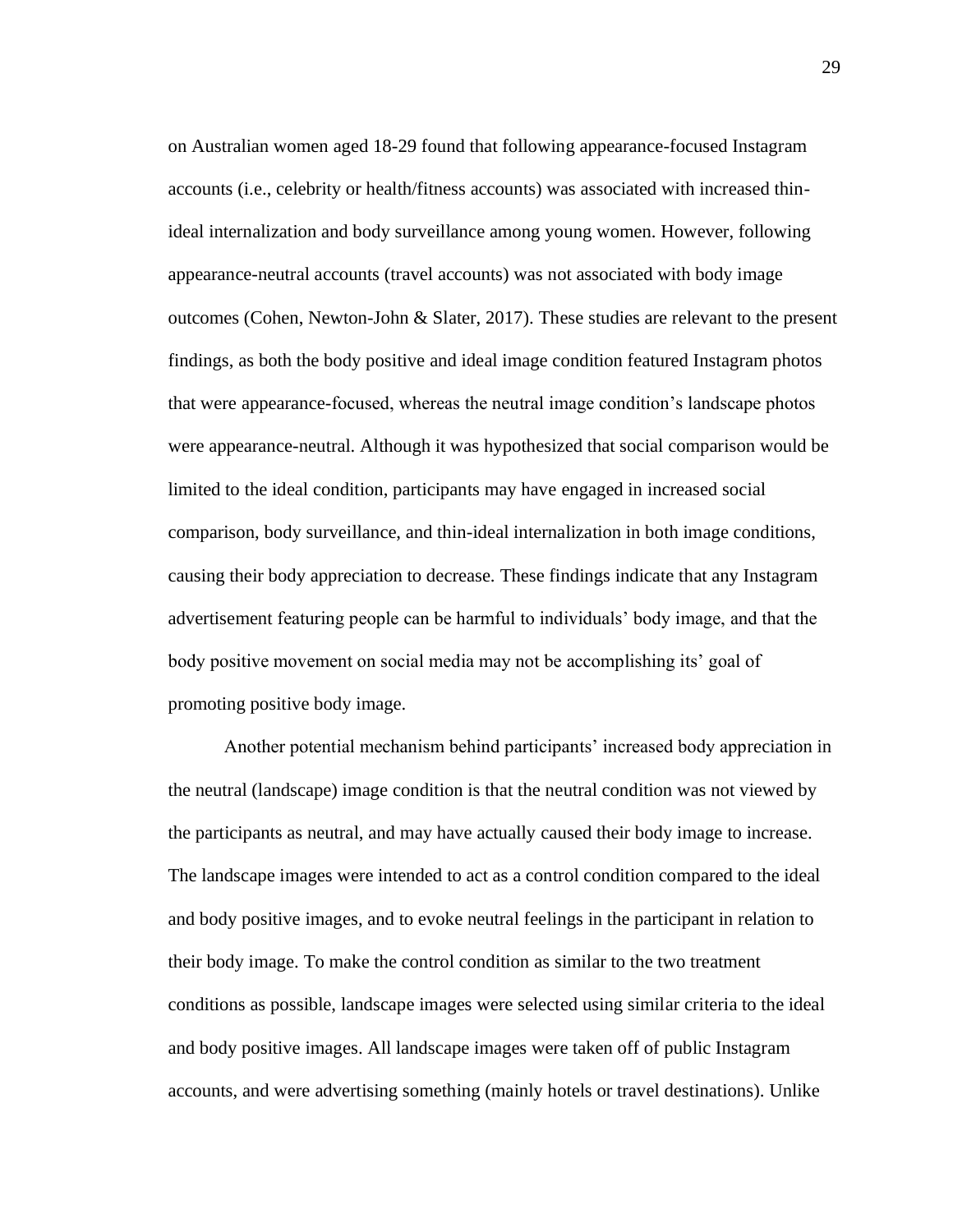on Australian women aged 18-29 found that following appearance-focused Instagram accounts (i.e., celebrity or health/fitness accounts) was associated with increased thin-ideal internalization and body surveillance among young women. However, following appearance-neutral accounts (travel accounts) was not associated with body image outcomes (Cohen, Newton-John & Slater, 2017). These studies are relevant to the present findings, as both the body positive and ideal image condition featured Instagram photos that were appearance-focused, whereas the neutral image condition's landscape photos were appearance-neutral. Although it was hypothesized that social comparison would be limited to the ideal condition, participants may have engaged in increased social comparison, body surveillance, and thin-ideal internalization in both image conditions, causing their body appreciation to decrease. These findings indicate that any Instagram advertisement featuring people can be harmful to individuals' body image, and that the body positive movement on social media may not be accomplishing its' goal of promoting positive body image.

Another potential mechanism behind participants' increased body appreciation in the neutral (landscape) image condition is that the neutral condition was not viewed by the participants as neutral, and may have actually caused their body image to increase. The landscape images were intended to act as a control condition compared to the ideal and body positive images, and to evoke neutral feelings in the participant in relation to their body image. To make the control condition as similar to the two treatment conditions as possible, landscape images were selected using similar criteria to the ideal and body positive images. All landscape images were taken off of public Instagram accounts, and were advertising something (mainly hotels or travel destinations). Unlike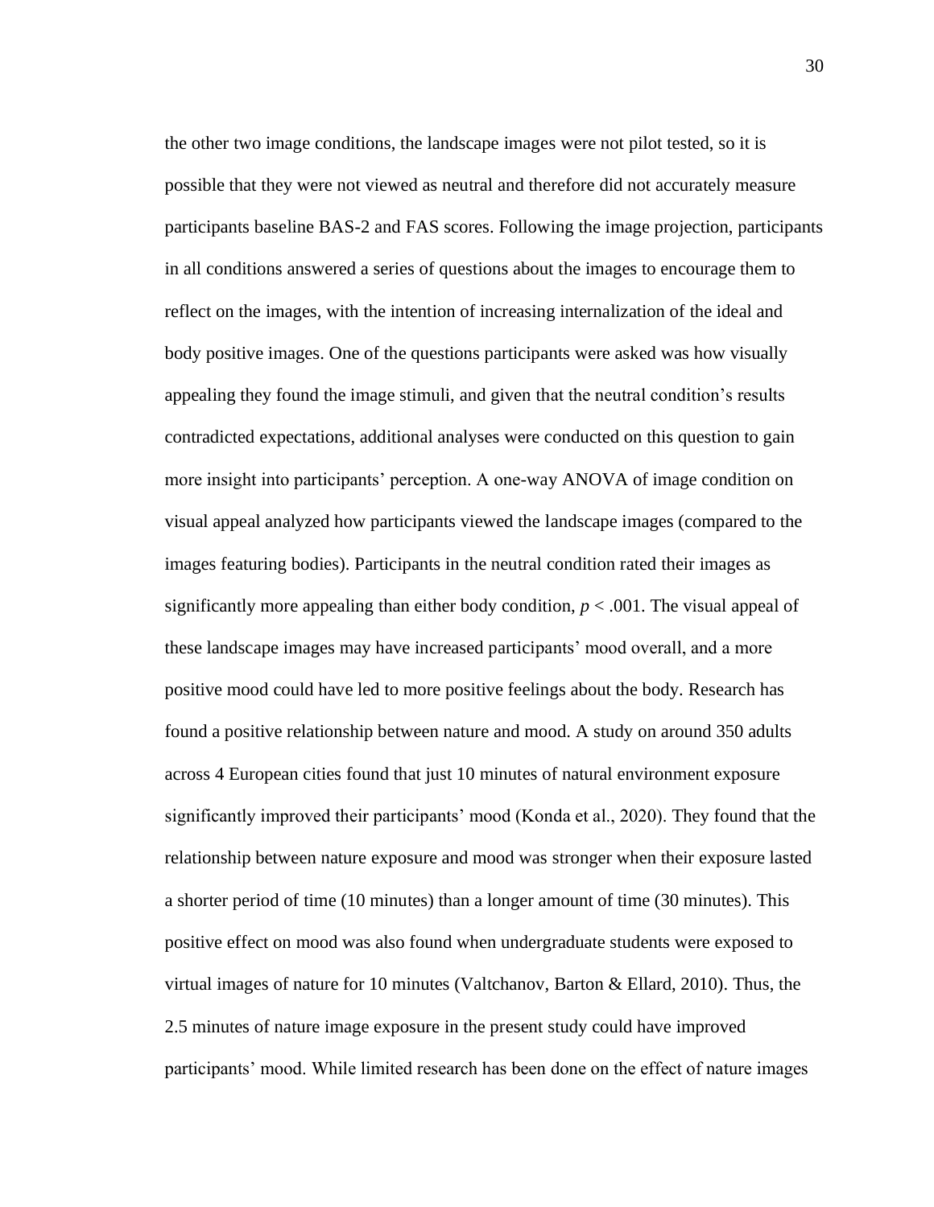the other two image conditions, the landscape images were not pilot tested, so it is possible that they were not viewed as neutral and therefore did not accurately measure participants baseline BAS-2 and FAS scores. Following the image projection, participants in all conditions answered a series of questions about the images to encourage them to reflect on the images, with the intention of increasing internalization of the ideal and body positive images. One of the questions participants were asked was how visually appealing they found the image stimuli, and given that the neutral condition's results contradicted expectations, additional analyses were conducted on this question to gain more insight into participants' perception. A one-way ANOVA of image condition on visual appeal analyzed how participants viewed the landscape images (compared to the images featuring bodies). Participants in the neutral condition rated their images as significantly more appealing than either body condition, $p < .001$. The visual appeal of these landscape images may have increased participants' mood overall, and a more positive mood could have led to more positive feelings about the body. Research has found a positive relationship between nature and mood. A study on around 350 adults across 4 European cities found that just 10 minutes of natural environment exposure significantly improved their participants' mood (Konda et al., 2020). They found that the relationship between nature exposure and mood was stronger when their exposure lasted a shorter period of time (10 minutes) than a longer amount of time (30 minutes). This positive effect on mood was also found when undergraduate students were exposed to virtual images of nature for 10 minutes (Valtchanov, Barton & Ellard, 2010). Thus, the 2.5 minutes of nature image exposure in the present study could have improved participants' mood. While limited research has been done on the effect of nature images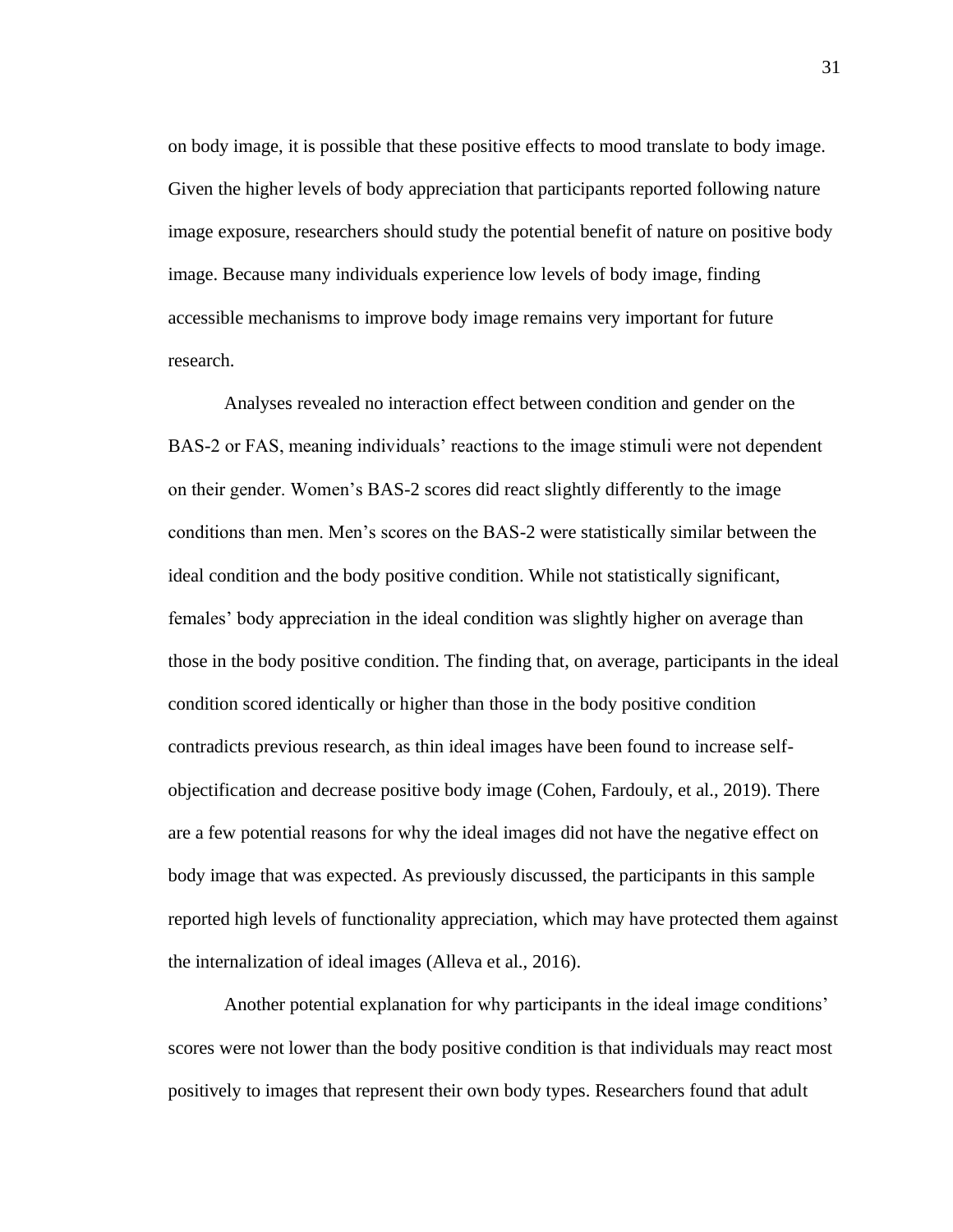on body image, it is possible that these positive effects to mood translate to body image. Given the higher levels of body appreciation that participants reported following nature image exposure, researchers should study the potential benefit of nature on positive body image. Because many individuals experience low levels of body image, finding accessible mechanisms to improve body image remains very important for future research.

Analyses revealed no interaction effect between condition and gender on the BAS-2 or FAS, meaning individuals' reactions to the image stimuli were not dependent on their gender. Women's BAS-2 scores did react slightly differently to the image conditions than men. Men's scores on the BAS-2 were statistically similar between the ideal condition and the body positive condition. While not statistically significant, females' body appreciation in the ideal condition was slightly higher on average than those in the body positive condition. The finding that, on average, participants in the ideal condition scored identically or higher than those in the body positive condition contradicts previous research, as thin ideal images have been found to increase self-objectification and decrease positive body image (Cohen, Fardouly, et al., 2019). There are a few potential reasons for why the ideal images did not have the negative effect on body image that was expected. As previously discussed, the participants in this sample reported high levels of functionality appreciation, which may have protected them against the internalization of ideal images (Alleva et al., 2016).

Another potential explanation for why participants in the ideal image conditions' scores were not lower than the body positive condition is that individuals may react most positively to images that represent their own body types. Researchers found that adult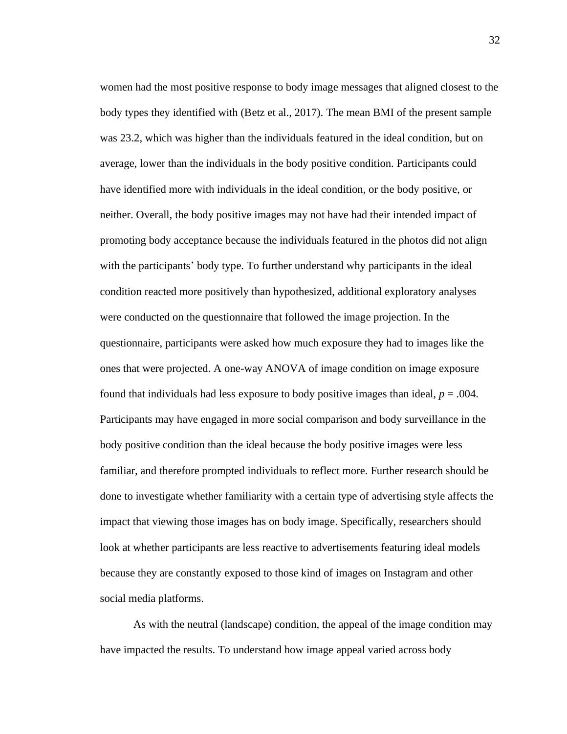women had the most positive response to body image messages that aligned closest to the body types they identified with (Betz et al., 2017). The mean BMI of the present sample was 23.2, which was higher than the individuals featured in the ideal condition, but on average, lower than the individuals in the body positive condition. Participants could have identified more with individuals in the ideal condition, or the body positive, or neither. Overall, the body positive images may not have had their intended impact of promoting body acceptance because the individuals featured in the photos did not align with the participants' body type. To further understand why participants in the ideal condition reacted more positively than hypothesized, additional exploratory analyses were conducted on the questionnaire that followed the image projection. In the questionnaire, participants were asked how much exposure they had to images like the ones that were projected. A one-way ANOVA of image condition on image exposure found that individuals had less exposure to body positive images than ideal, $p = .004$. Participants may have engaged in more social comparison and body surveillance in the body positive condition than the ideal because the body positive images were less familiar, and therefore prompted individuals to reflect more. Further research should be done to investigate whether familiarity with a certain type of advertising style affects the impact that viewing those images has on body image. Specifically, researchers should look at whether participants are less reactive to advertisements featuring ideal models because they are constantly exposed to those kind of images on Instagram and other social media platforms.

As with the neutral (landscape) condition, the appeal of the image condition may have impacted the results. To understand how image appeal varied across body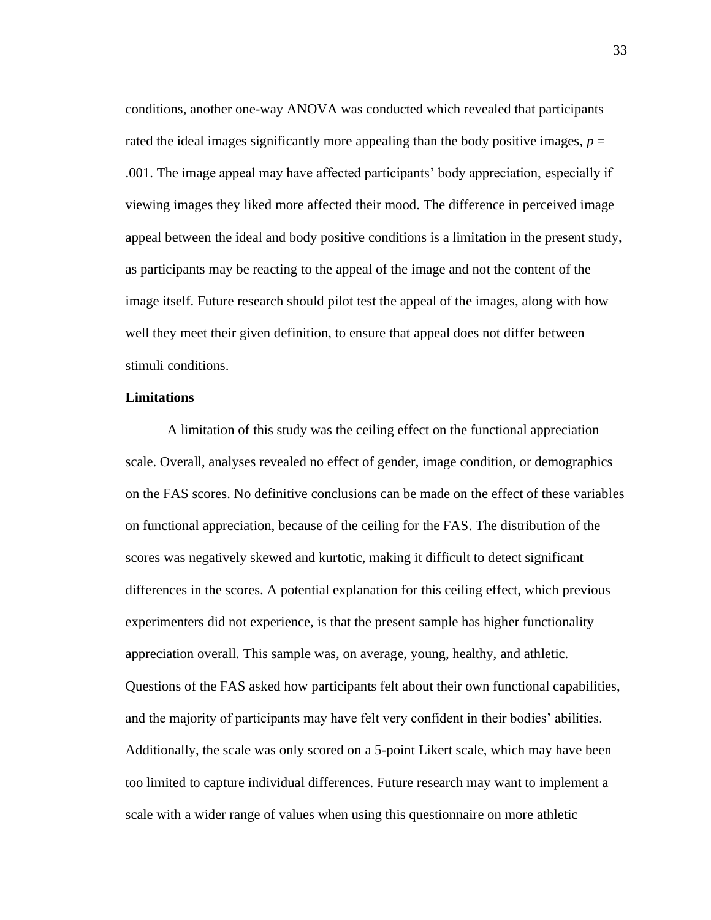conditions, another one-way ANOVA was conducted which revealed that participants rated the ideal images significantly more appealing than the body positive images, $p$ = .001. The image appeal may have affected participants' body appreciation, especially if viewing images they liked more affected their mood. The difference in perceived image appeal between the ideal and body positive conditions is a limitation in the present study, as participants may be reacting to the appeal of the image and not the content of the image itself. Future research should pilot test the appeal of the images, along with how well they meet their given definition, to ensure that appeal does not differ between stimuli conditions.

**Limitations**

A limitation of this study was the ceiling effect on the functional appreciation scale. Overall, analyses revealed no effect of gender, image condition, or demographics on the FAS scores. No definitive conclusions can be made on the effect of these variables on functional appreciation, because of the ceiling for the FAS. The distribution of the scores was negatively skewed and kurtotic, making it difficult to detect significant differences in the scores. A potential explanation for this ceiling effect, which previous experimenters did not experience, is that the present sample has higher functionality appreciation overall. This sample was, on average, young, healthy, and athletic. Questions of the FAS asked how participants felt about their own functional capabilities, and the majority of participants may have felt very confident in their bodies' abilities. Additionally, the scale was only scored on a 5-point Likert scale, which may have been too limited to capture individual differences. Future research may want to implement a scale with a wider range of values when using this questionnaire on more athletic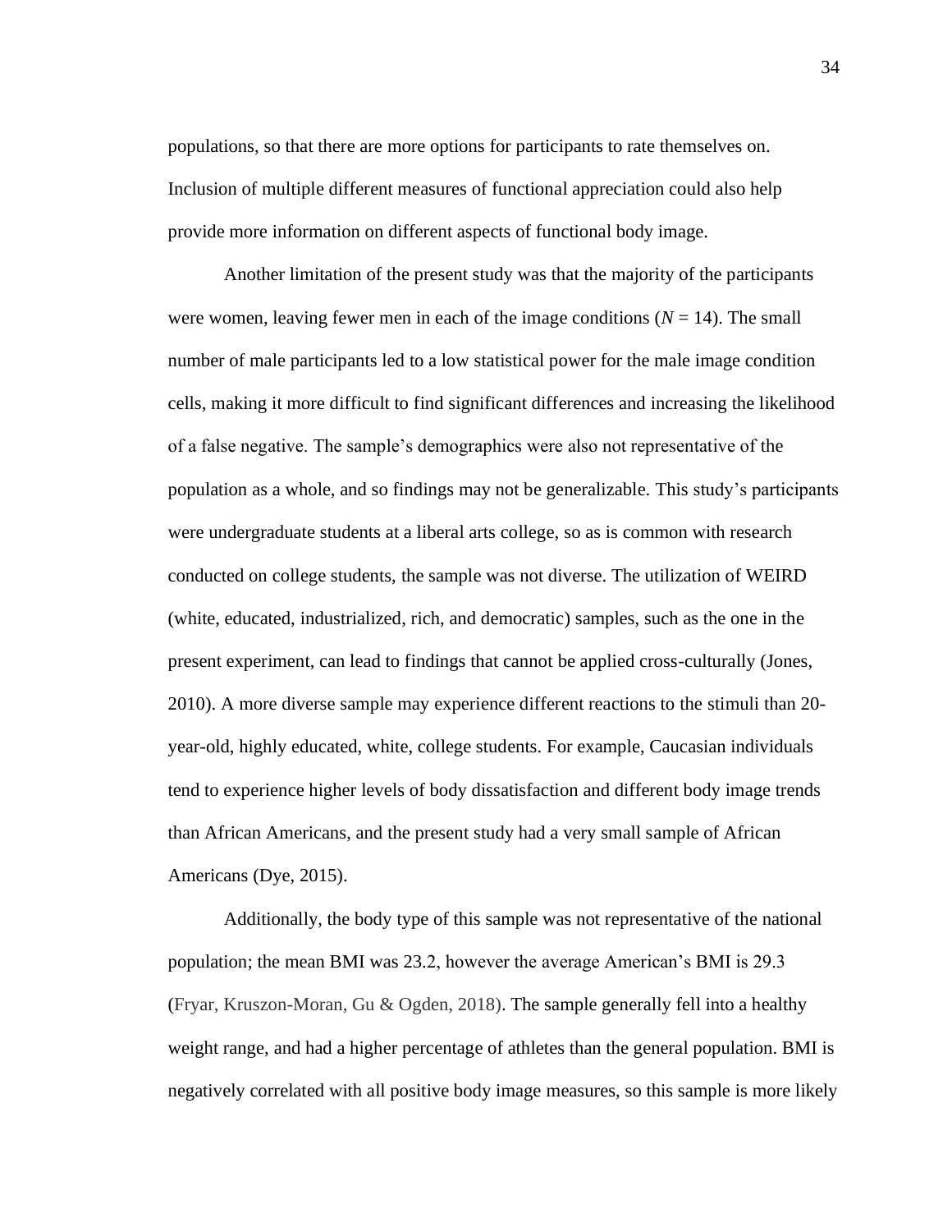populations, so that there are more options for participants to rate themselves on. Inclusion of multiple different measures of functional appreciation could also help provide more information on different aspects of functional body image.

Another limitation of the present study was that the majority of the participants were women, leaving fewer men in each of the image conditions ($N$ = 14). The small number of male participants led to a low statistical power for the male image condition cells, making it more difficult to find significant differences and increasing the likelihood of a false negative. The sample's demographics were also not representative of the population as a whole, and so findings may not be generalizable. This study's participants were undergraduate students at a liberal arts college, so as is common with research conducted on college students, the sample was not diverse. The utilization of WEIRD (white, educated, industrialized, rich, and democratic) samples, such as the one in the present experiment, can lead to findings that cannot be applied cross-culturally (Jones, 2010). A more diverse sample may experience different reactions to the stimuli than 20-year-old, highly educated, white, college students. For example, Caucasian individuals tend to experience higher levels of body dissatisfaction and different body image trends than African Americans, and the present study had a very small sample of African Americans (Dye, 2015).

Additionally, the body type of this sample was not representative of the national population; the mean BMI was 23.2, however the average American's BMI is 29.3 (Fryar, Kruszon-Moran, Gu & Ogden, 2018). The sample generally fell into a healthy weight range, and had a higher percentage of athletes than the general population. BMI is negatively correlated with all positive body image measures, so this sample is more likely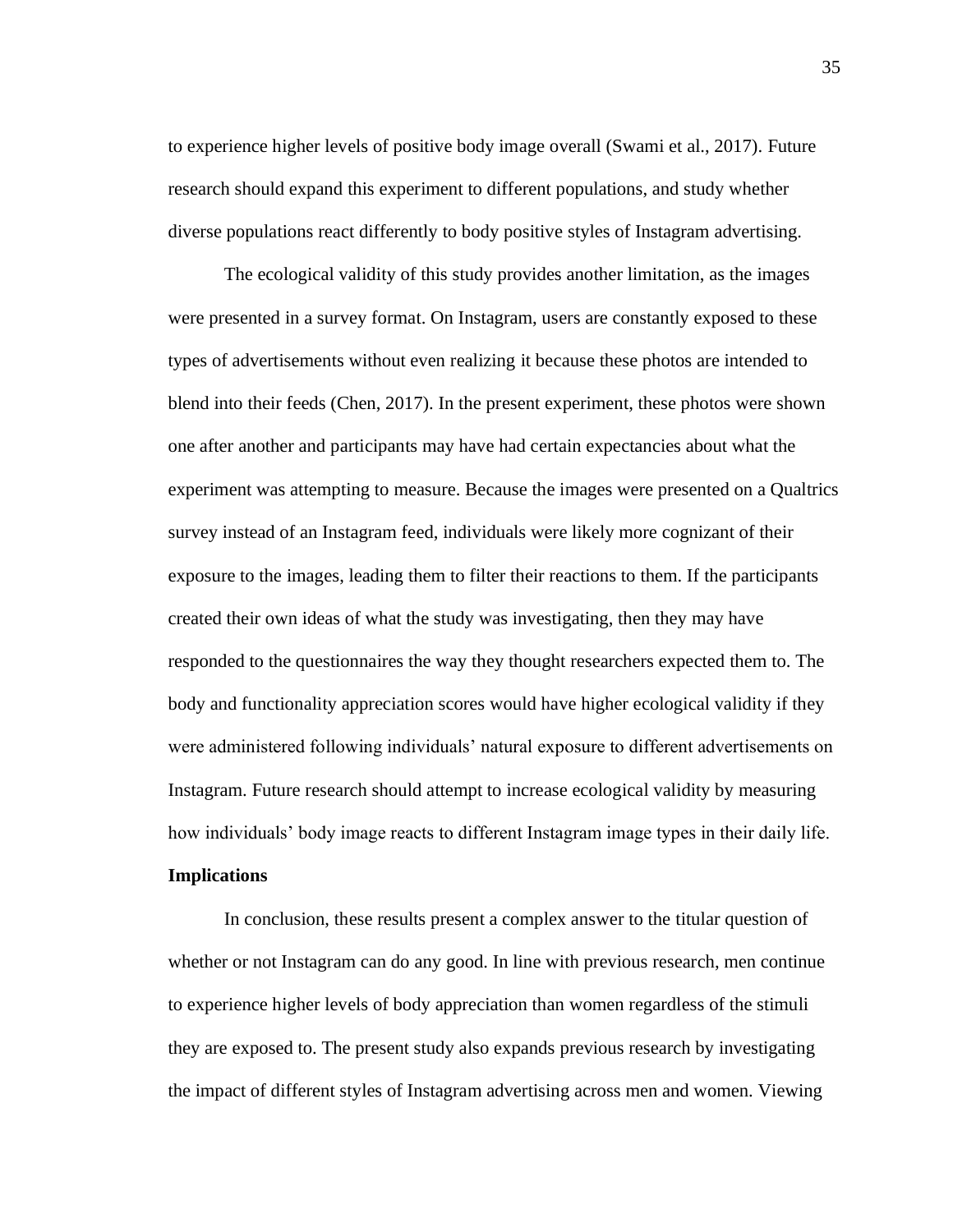to experience higher levels of positive body image overall (Swami et al., 2017). Future research should expand this experiment to different populations, and study whether diverse populations react differently to body positive styles of Instagram advertising.

The ecological validity of this study provides another limitation, as the images were presented in a survey format. On Instagram, users are constantly exposed to these types of advertisements without even realizing it because these photos are intended to blend into their feeds (Chen, 2017). In the present experiment, these photos were shown one after another and participants may have had certain expectancies about what the experiment was attempting to measure. Because the images were presented on a Qualtrics survey instead of an Instagram feed, individuals were likely more cognizant of their exposure to the images, leading them to filter their reactions to them. If the participants created their own ideas of what the study was investigating, then they may have responded to the questionnaires the way they thought researchers expected them to. The body and functionality appreciation scores would have higher ecological validity if they were administered following individuals' natural exposure to different advertisements on Instagram. Future research should attempt to increase ecological validity by measuring how individuals' body image reacts to different Instagram image types in their daily life.

**Implications**

In conclusion, these results present a complex answer to the titular question of whether or not Instagram can do any good. In line with previous research, men continue to experience higher levels of body appreciation than women regardless of the stimuli they are exposed to. The present study also expands previous research by investigating the impact of different styles of Instagram advertising across men and women. Viewing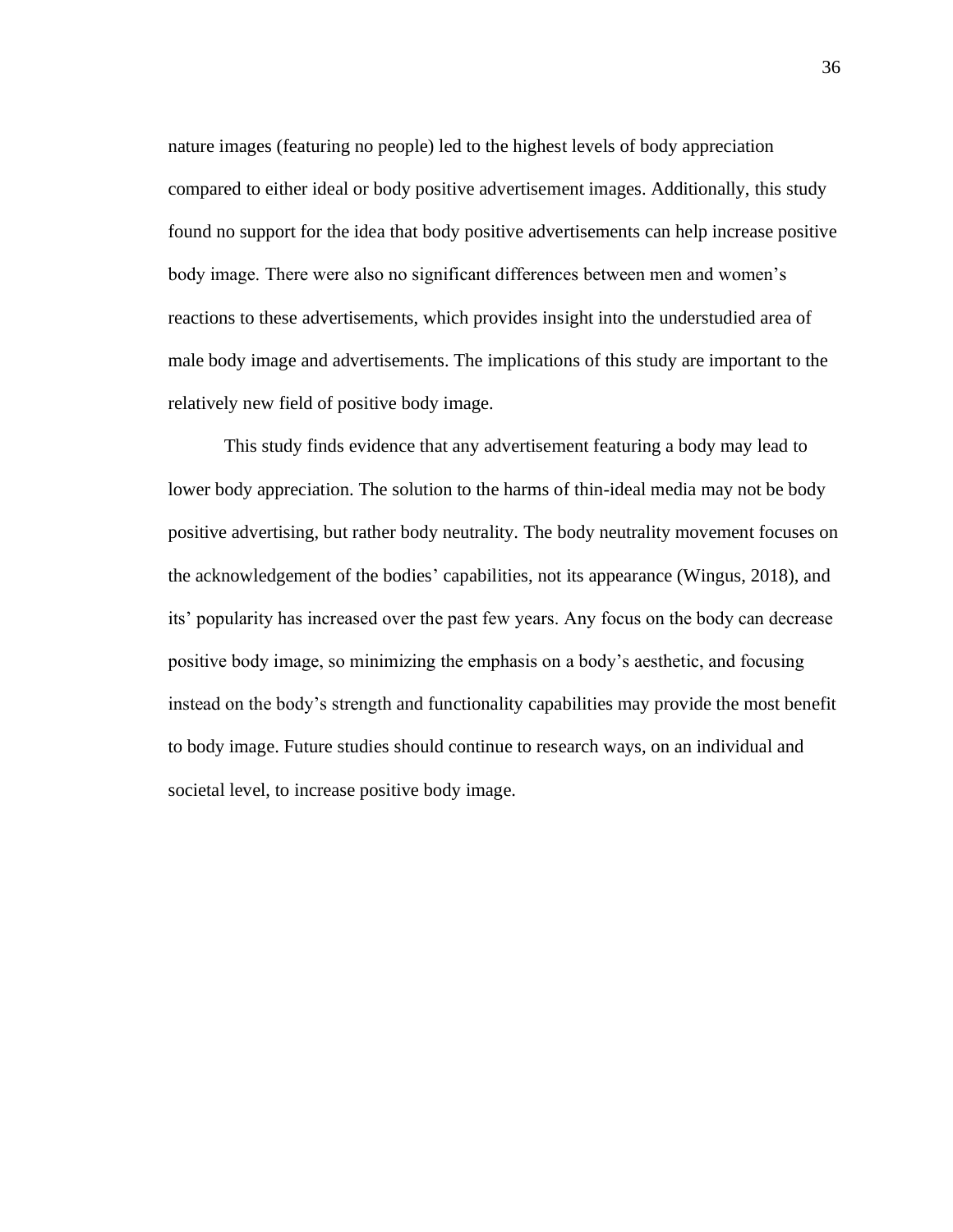nature images (featuring no people) led to the highest levels of body appreciation compared to either ideal or body positive advertisement images. Additionally, this study found no support for the idea that body positive advertisements can help increase positive body image. There were also no significant differences between men and women's reactions to these advertisements, which provides insight into the understudied area of male body image and advertisements. The implications of this study are important to the relatively new field of positive body image.

This study finds evidence that any advertisement featuring a body may lead to lower body appreciation. The solution to the harms of thin-ideal media may not be body positive advertising, but rather body neutrality. The body neutrality movement focuses on the acknowledgement of the bodies' capabilities, not its appearance (Wingus, 2018), and its' popularity has increased over the past few years. Any focus on the body can decrease positive body image, so minimizing the emphasis on a body's aesthetic, and focusing instead on the body's strength and functionality capabilities may provide the most benefit to body image. Future studies should continue to research ways, on an individual and societal level, to increase positive body image.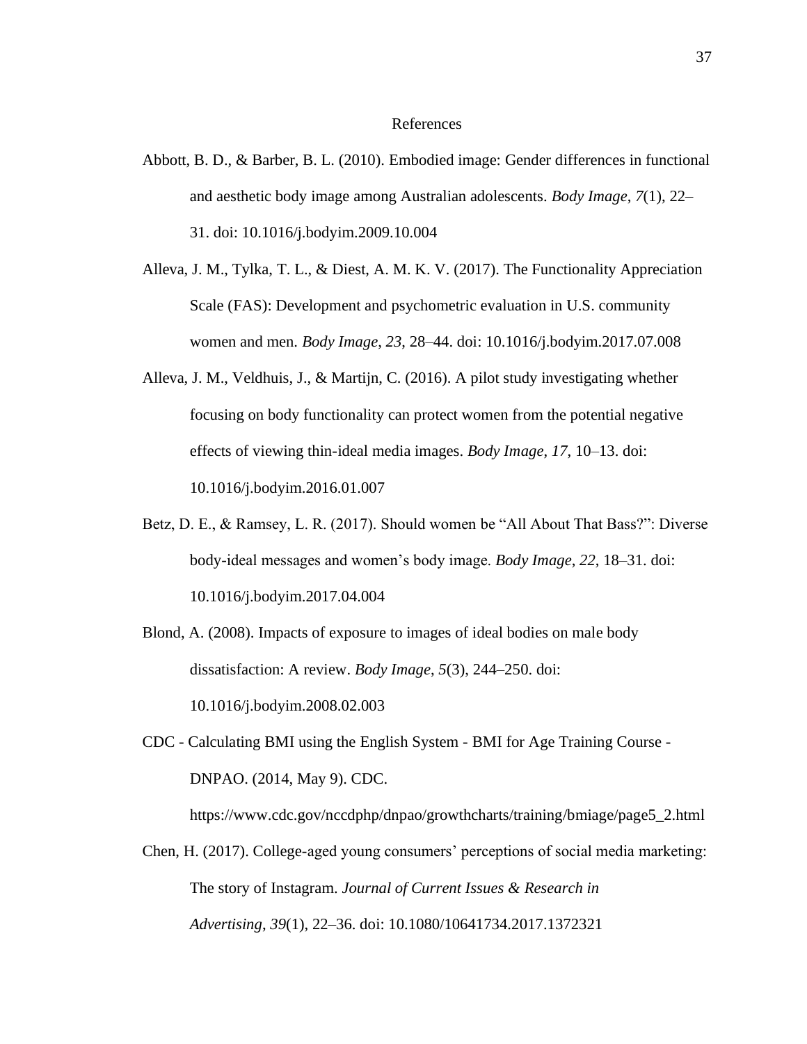# References

Abbott, B. D., & Barber, B. L. (2010). Embodied image: Gender differences in functional and aesthetic body image among Australian adolescents. *Body Image*, *7*(1), 22–31. doi: 10.1016/j.bodyim.2009.10.004

Alleva, J. M., Tylka, T. L., & Diest, A. M. K. V. (2017). The Functionality Appreciation Scale (FAS): Development and psychometric evaluation in U.S. community women and men. *Body Image*, *23*, 28–44. doi: 10.1016/j.bodyim.2017.07.008

Alleva, J. M., Veldhuis, J., & Martijn, C. (2016). A pilot study investigating whether focusing on body functionality can protect women from the potential negative effects of viewing thin-ideal media images. *Body Image*, *17*, 10–13. doi: 10.1016/j.bodyim.2016.01.007

Betz, D. E., & Ramsey, L. R. (2017). Should women be "All About That Bass?": Diverse body-ideal messages and women's body image. *Body Image*, *22*, 18–31. doi: 10.1016/j.bodyim.2017.04.004

Blond, A. (2008). Impacts of exposure to images of ideal bodies on male body dissatisfaction: A review. *Body Image*, *5*(3), 244–250. doi: 10.1016/j.bodyim.2008.02.003

CDC - Calculating BMI using the English System - BMI for Age Training Course - DNPAO. (2014, May 9). CDC. https://www.cdc.gov/nccdphp/dnpao/growthcharts/training/bmiage/page5_2.html

Chen, H. (2017). College-aged young consumers' perceptions of social media marketing: The story of Instagram. *Journal of Current Issues & Research in Advertising*, *39*(1), 22–36. doi: 10.1080/10641734.2017.1372321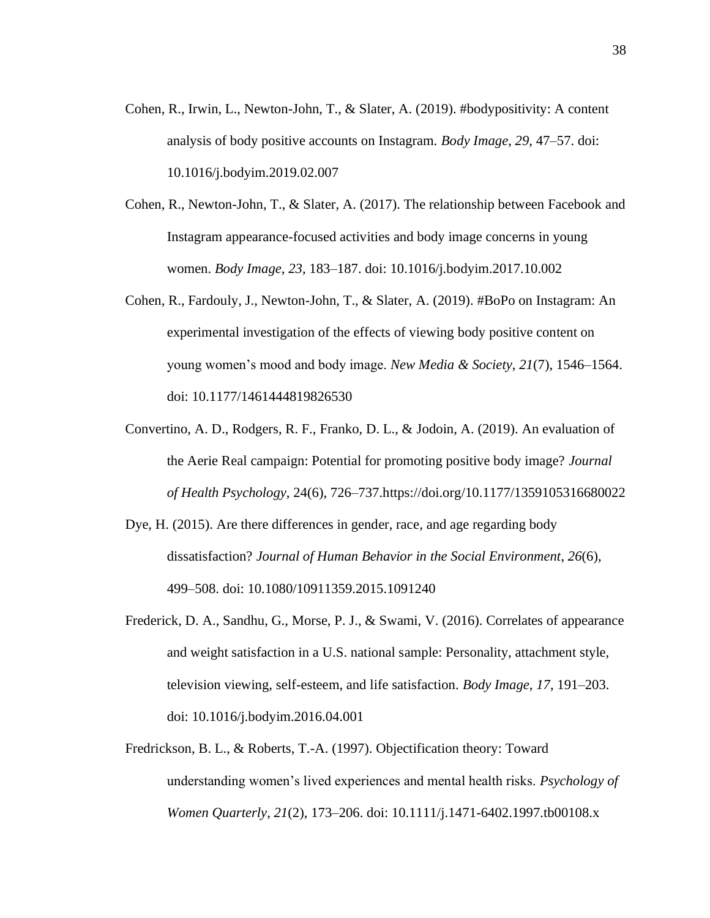Cohen, R., Irwin, L., Newton-John, T., & Slater, A. (2019). #bodypositivity: A content analysis of body positive accounts on Instagram. *Body Image*, *29*, 47–57. doi: 10.1016/j.bodyim.2019.02.007

Cohen, R., Newton-John, T., & Slater, A. (2017). The relationship between Facebook and Instagram appearance-focused activities and body image concerns in young women. *Body Image*, *23*, 183–187. doi: 10.1016/j.bodyim.2017.10.002

Cohen, R., Fardouly, J., Newton-John, T., & Slater, A. (2019). #BoPo on Instagram: An experimental investigation of the effects of viewing body positive content on young women's mood and body image. *New Media & Society*, *21*(7), 1546–1564. doi: 10.1177/1461444819826530

Convertino, A. D., Rodgers, R. F., Franko, D. L., & Jodoin, A. (2019). An evaluation of the Aerie Real campaign: Potential for promoting positive body image? *Journal of Health Psychology*, 24(6), 726–737.https://doi.org/10.1177/1359105316680022

Dye, H. (2015). Are there differences in gender, race, and age regarding body dissatisfaction? *Journal of Human Behavior in the Social Environment*, *26*(6), 499–508. doi: 10.1080/10911359.2015.1091240

Frederick, D. A., Sandhu, G., Morse, P. J., & Swami, V. (2016). Correlates of appearance and weight satisfaction in a U.S. national sample: Personality, attachment style, television viewing, self-esteem, and life satisfaction. *Body Image*, *17*, 191–203. doi: 10.1016/j.bodyim.2016.04.001

Fredrickson, B. L., & Roberts, T.-A. (1997). Objectification theory: Toward understanding women's lived experiences and mental health risks. *Psychology of Women Quarterly*, *21*(2), 173–206. doi: 10.1111/j.1471-6402.1997.tb00108.x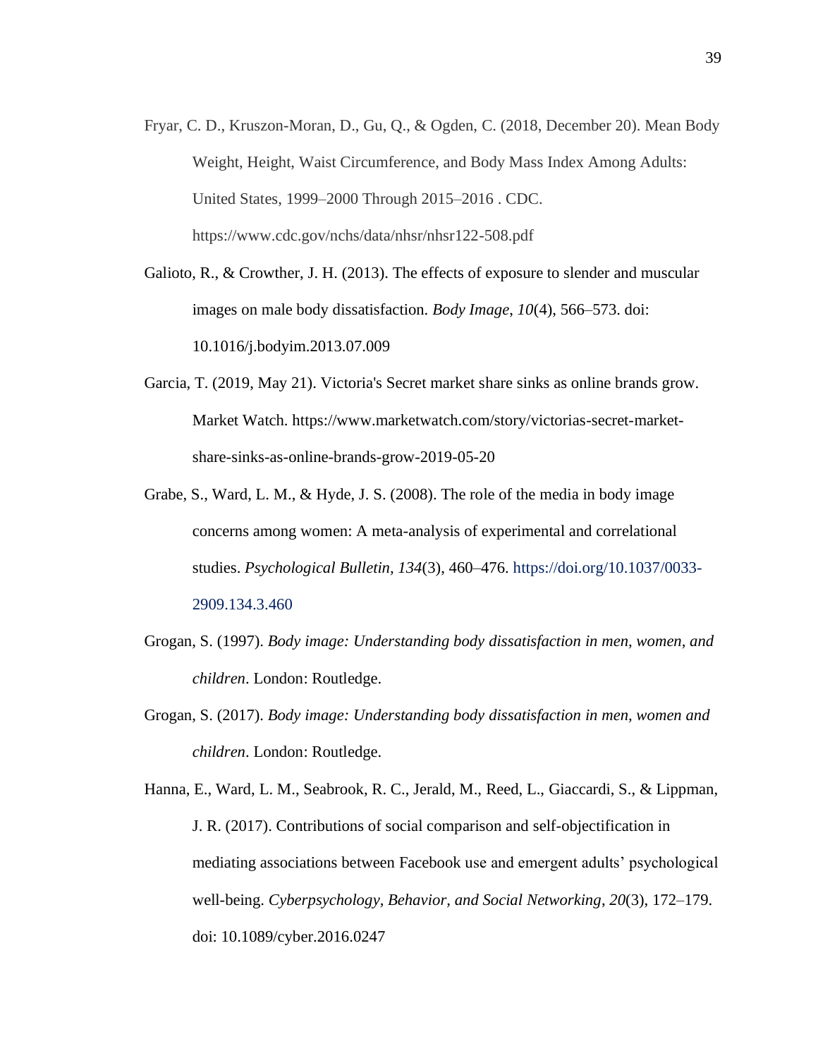Fryar, C. D., Kruszon-Moran, D., Gu, Q., & Ogden, C. (2018, December 20). Mean Body Weight, Height, Waist Circumference, and Body Mass Index Among Adults: United States, 1999–2000 Through 2015–2016 . CDC. https://www.cdc.gov/nchs/data/nhsr/nhsr122-508.pdf

Galioto, R., & Crowther, J. H. (2013). The effects of exposure to slender and muscular images on male body dissatisfaction. *Body Image*, *10*(4), 566–573. doi: 10.1016/j.bodyim.2013.07.009

Garcia, T. (2019, May 21). Victoria's Secret market share sinks as online brands grow. Market Watch. https://www.marketwatch.com/story/victorias-secret-market-share-sinks-as-online-brands-grow-2019-05-20

Grabe, S., Ward, L. M., & Hyde, J. S. (2008). The role of the media in body image concerns among women: A meta-analysis of experimental and correlational studies. *Psychological Bulletin, 134*(3), 460–476. https://doi.org/10.1037/0033-2909.134.3.460

Grogan, S. (1997). *Body image: Understanding body dissatisfaction in men, women, and children*. London: Routledge.

Grogan, S. (2017). *Body image: Understanding body dissatisfaction in men, women and children*. London: Routledge.

Hanna, E., Ward, L. M., Seabrook, R. C., Jerald, M., Reed, L., Giaccardi, S., & Lippman, J. R. (2017). Contributions of social comparison and self-objectification in mediating associations between Facebook use and emergent adults' psychological well-being. *Cyberpsychology, Behavior, and Social Networking*, *20*(3), 172–179. doi: 10.1089/cyber.2016.0247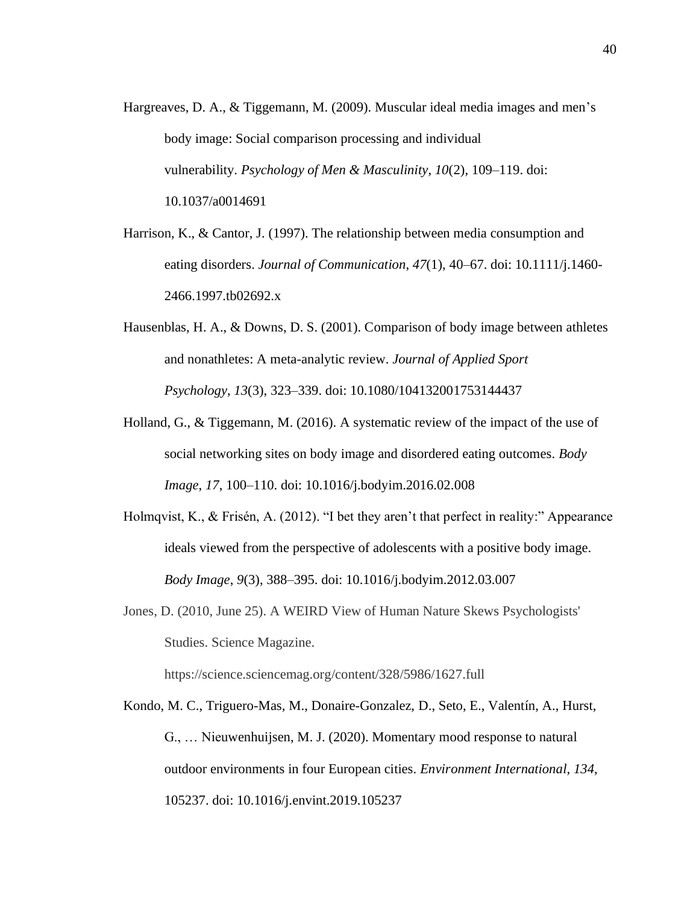Hargreaves, D. A., & Tiggemann, M. (2009). Muscular ideal media images and men's body image: Social comparison processing and individual vulnerability. *Psychology of Men & Masculinity*, *10*(2), 109–119. doi: 10.1037/a0014691

Harrison, K., & Cantor, J. (1997). The relationship between media consumption and eating disorders. *Journal of Communication*, *47*(1), 40–67. doi: 10.1111/j.1460-2466.1997.tb02692.x

Hausenblas, H. A., & Downs, D. S. (2001). Comparison of body image between athletes and nonathletes: A meta-analytic review. *Journal of Applied Sport Psychology*, *13*(3), 323–339. doi: 10.1080/104132001753144437

Holland, G., & Tiggemann, M. (2016). A systematic review of the impact of the use of social networking sites on body image and disordered eating outcomes. *Body Image*, *17*, 100–110. doi: 10.1016/j.bodyim.2016.02.008

Holmqvist, K., & Frisén, A. (2012). "I bet they aren't that perfect in reality:" Appearance ideals viewed from the perspective of adolescents with a positive body image. *Body Image*, *9*(3), 388–395. doi: 10.1016/j.bodyim.2012.03.007

Jones, D. (2010, June 25). A WEIRD View of Human Nature Skews Psychologists' Studies. Science Magazine. https://science.sciencemag.org/content/328/5986/1627.full

Kondo, M. C., Triguero-Mas, M., Donaire-Gonzalez, D., Seto, E., Valentín, A., Hurst, G., … Nieuwenhuijsen, M. J. (2020). Momentary mood response to natural outdoor environments in four European cities. *Environment International*, *134*, 105237. doi: 10.1016/j.envint.2019.105237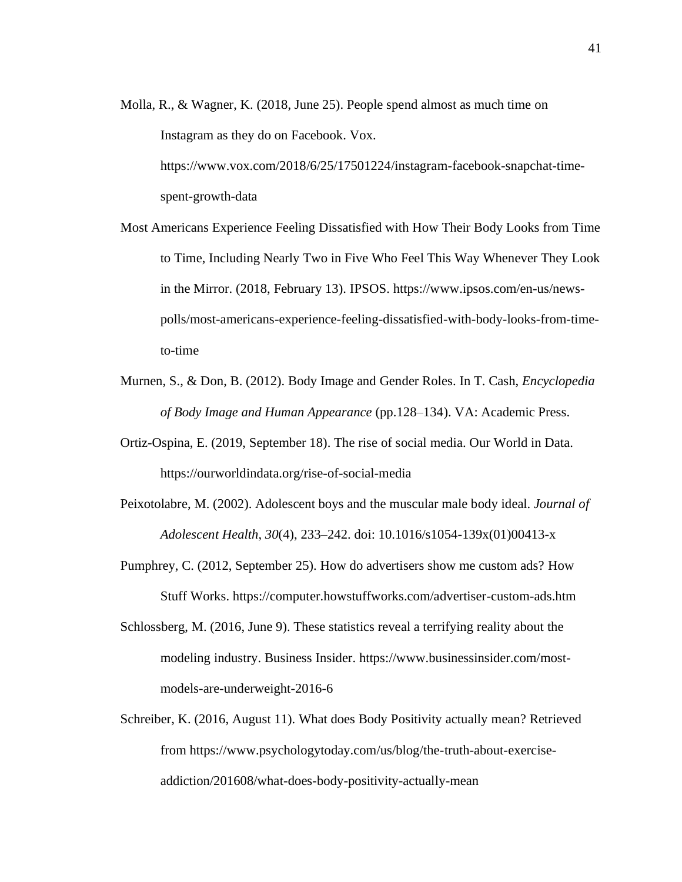Molla, R., & Wagner, K. (2018, June 25). People spend almost as much time on Instagram as they do on Facebook. Vox. https://www.vox.com/2018/6/25/17501224/instagram-facebook-snapchat-time-spent-growth-data

Most Americans Experience Feeling Dissatisfied with How Their Body Looks from Time to Time, Including Nearly Two in Five Who Feel This Way Whenever They Look in the Mirror. (2018, February 13). IPSOS. https://www.ipsos.com/en-us/news-polls/most-americans-experience-feeling-dissatisfied-with-body-looks-from-time-to-time

Murnen, S., & Don, B. (2012). Body Image and Gender Roles. In T. Cash, *Encyclopedia of Body Image and Human Appearance* (pp.128–134). VA: Academic Press.

Ortiz-Ospina, E. (2019, September 18). The rise of social media. Our World in Data. https://ourworldindata.org/rise-of-social-media

Peixotolabre, M. (2002). Adolescent boys and the muscular male body ideal. *Journal of Adolescent Health*, *30*(4), 233–242. doi: 10.1016/s1054-139x(01)00413-x

Pumphrey, C. (2012, September 25). How do advertisers show me custom ads? How Stuff Works. https://computer.howstuffworks.com/advertiser-custom-ads.htm

Schlossberg, M. (2016, June 9). These statistics reveal a terrifying reality about the modeling industry. Business Insider. https://www.businessinsider.com/most-models-are-underweight-2016-6

Schreiber, K. (2016, August 11). What does Body Positivity actually mean? Retrieved from https://www.psychologytoday.com/us/blog/the-truth-about-exercise-addiction/201608/what-does-body-positivity-actually-mean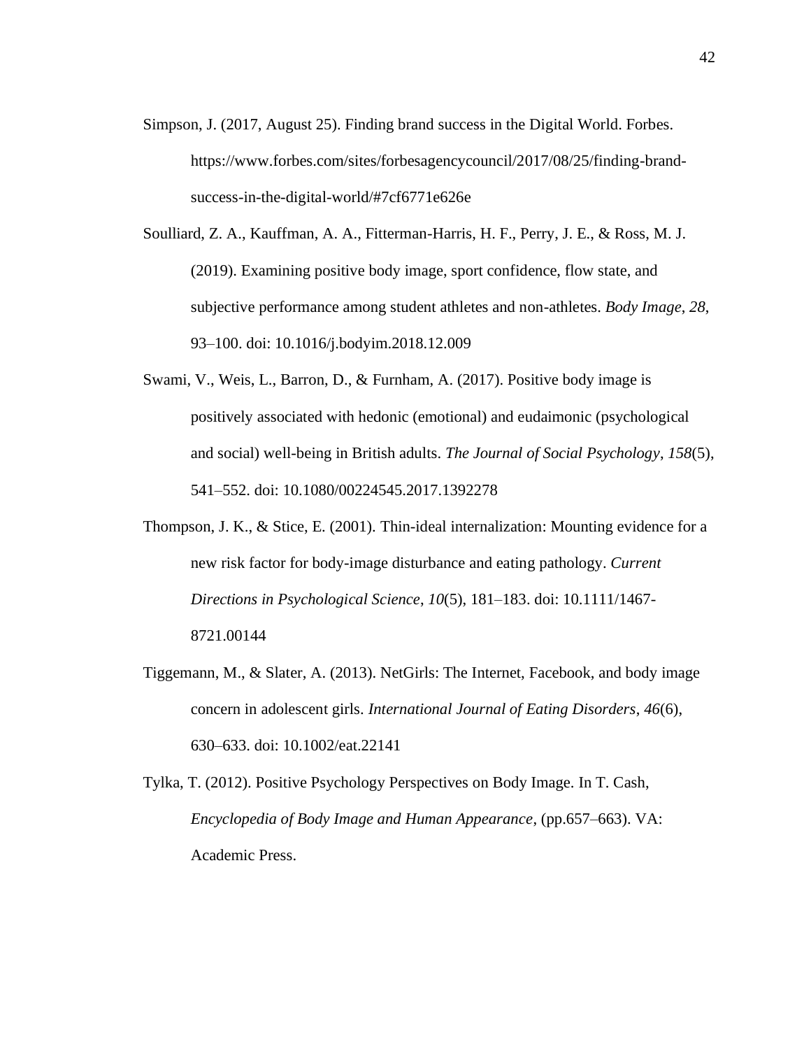Simpson, J. (2017, August 25). Finding brand success in the Digital World. Forbes. https://www.forbes.com/sites/forbesagencycouncil/2017/08/25/finding-brand-success-in-the-digital-world/#7cf6771e626e

Soulliard, Z. A., Kauffman, A. A., Fitterman-Harris, H. F., Perry, J. E., & Ross, M. J. (2019). Examining positive body image, sport confidence, flow state, and subjective performance among student athletes and non-athletes. *Body Image*, *28*, 93–100. doi: 10.1016/j.bodyim.2018.12.009

Swami, V., Weis, L., Barron, D., & Furnham, A. (2017). Positive body image is positively associated with hedonic (emotional) and eudaimonic (psychological and social) well-being in British adults. *The Journal of Social Psychology*, *158*(5), 541–552. doi: 10.1080/00224545.2017.1392278

Thompson, J. K., & Stice, E. (2001). Thin-ideal internalization: Mounting evidence for a new risk factor for body-image disturbance and eating pathology. *Current Directions in Psychological Science*, *10*(5), 181–183. doi: 10.1111/1467-8721.00144

Tiggemann, M., & Slater, A. (2013). NetGirls: The Internet, Facebook, and body image concern in adolescent girls. *International Journal of Eating Disorders*, *46*(6), 630–633. doi: 10.1002/eat.22141

Tylka, T. (2012). Positive Psychology Perspectives on Body Image. In T. Cash, *Encyclopedia of Body Image and Human Appearance*, (pp.657–663). VA: Academic Press.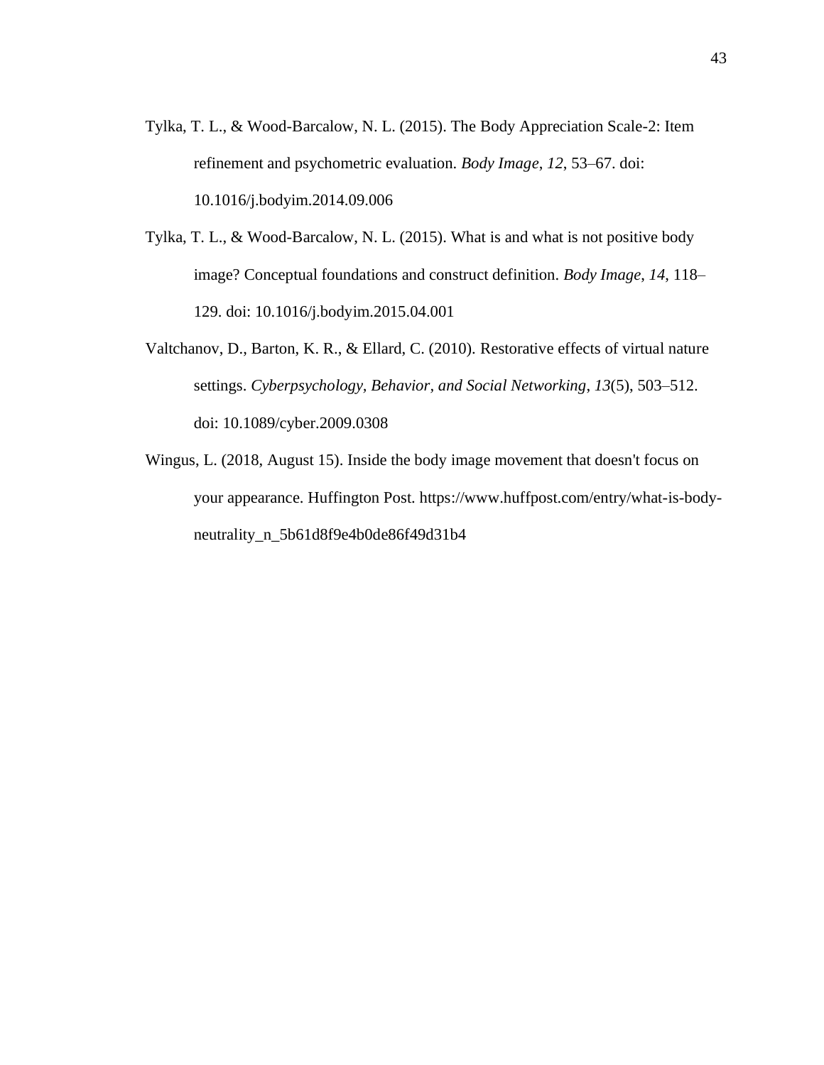Tylka, T. L., & Wood-Barcalow, N. L. (2015). The Body Appreciation Scale-2: Item refinement and psychometric evaluation. *Body Image*, *12*, 53–67. doi: 10.1016/j.bodyim.2014.09.006

Tylka, T. L., & Wood-Barcalow, N. L. (2015). What is and what is not positive body image? Conceptual foundations and construct definition. *Body Image*, *14*, 118–129. doi: 10.1016/j.bodyim.2015.04.001

Valtchanov, D., Barton, K. R., & Ellard, C. (2010). Restorative effects of virtual nature settings. *Cyberpsychology, Behavior, and Social Networking*, *13*(5), 503–512. doi: 10.1089/cyber.2009.0308

Wingus, L. (2018, August 15). Inside the body image movement that doesn't focus on your appearance. Huffington Post. https://www.huffpost.com/entry/what-is-body-neutrality_n_5b61d8f9e4b0de86f49d31b4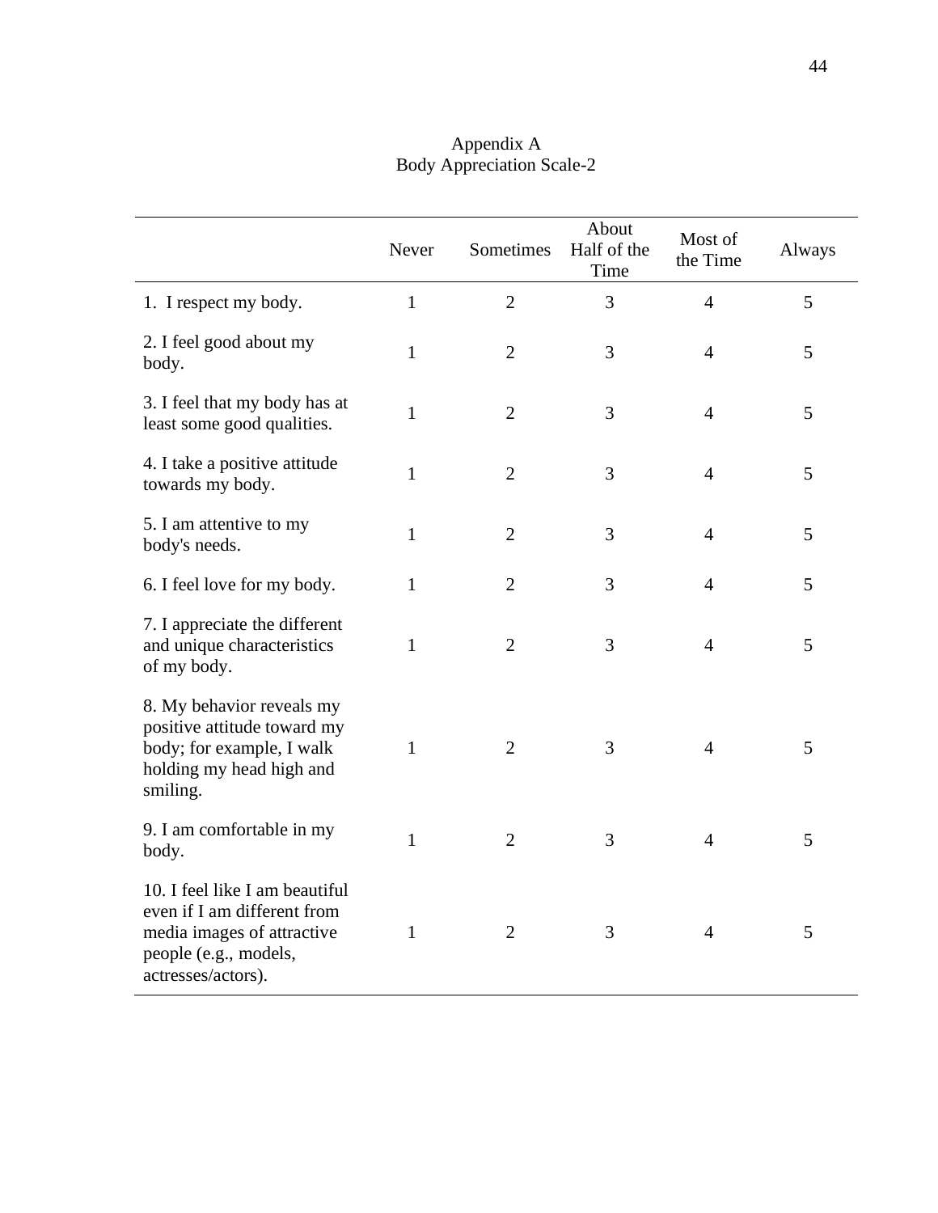# Appendix A
## Body Appreciation Scale-2

| | Never | Sometimes | About Half of the Time | Most of the Time | Always |
|---|---|---|---|---|---|
| 1. I respect my body. | 1 | 2 | 3 | 4 | 5 |
| 2. I feel good about my body. | 1 | 2 | 3 | 4 | 5 |
| 3. I feel that my body has at least some good qualities. | 1 | 2 | 3 | 4 | 5 |
| 4. I take a positive attitude towards my body. | 1 | 2 | 3 | 4 | 5 |
| 5. I am attentive to my body's needs. | 1 | 2 | 3 | 4 | 5 |
| 6. I feel love for my body. | 1 | 2 | 3 | 4 | 5 |
| 7. I appreciate the different and unique characteristics of my body. | 1 | 2 | 3 | 4 | 5 |
| 8. My behavior reveals my positive attitude toward my body; for example, I walk holding my head high and smiling. | 1 | 2 | 3 | 4 | 5 |
| 9. I am comfortable in my body. | 1 | 2 | 3 | 4 | 5 |
| 10. I feel like I am beautiful even if I am different from media images of attractive people (e.g., models, actresses/actors). | 1 | 2 | 3 | 4 | 5 |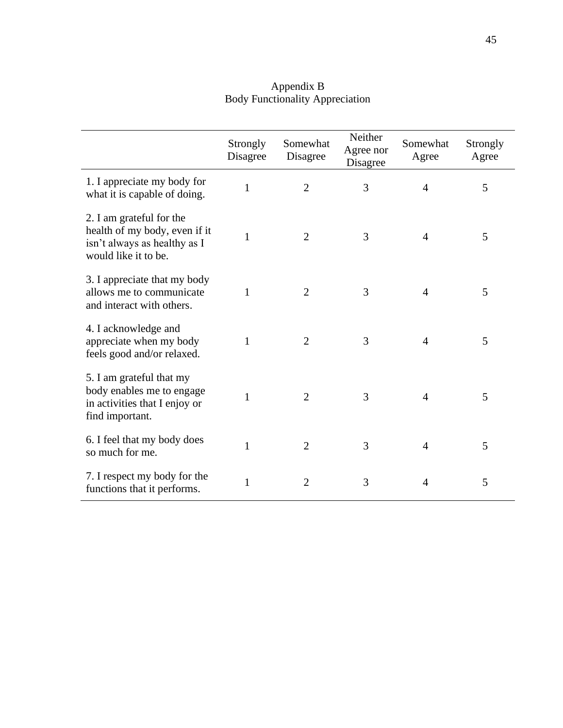# Appendix B
## Body Functionality Appreciation

| | Strongly Disagree | Somewhat Disagree | Neither Agree nor Disagree | Somewhat Agree | Strongly Agree |
|---|---|---|---|---|---|
| 1. I appreciate my body for what it is capable of doing. | 1 | 2 | 3 | 4 | 5 |
| 2. I am grateful for the health of my body, even if it isn't always as healthy as I would like it to be. | 1 | 2 | 3 | 4 | 5 |
| 3. I appreciate that my body allows me to communicate and interact with others. | 1 | 2 | 3 | 4 | 5 |
| 4. I acknowledge and appreciate when my body feels good and/or relaxed. | 1 | 2 | 3 | 4 | 5 |
| 5. I am grateful that my body enables me to engage in activities that I enjoy or find important. | 1 | 2 | 3 | 4 | 5 |
| 6. I feel that my body does so much for me. | 1 | 2 | 3 | 4 | 5 |
| 7. I respect my body for the functions that it performs. | 1 | 2 | 3 | 4 | 5 |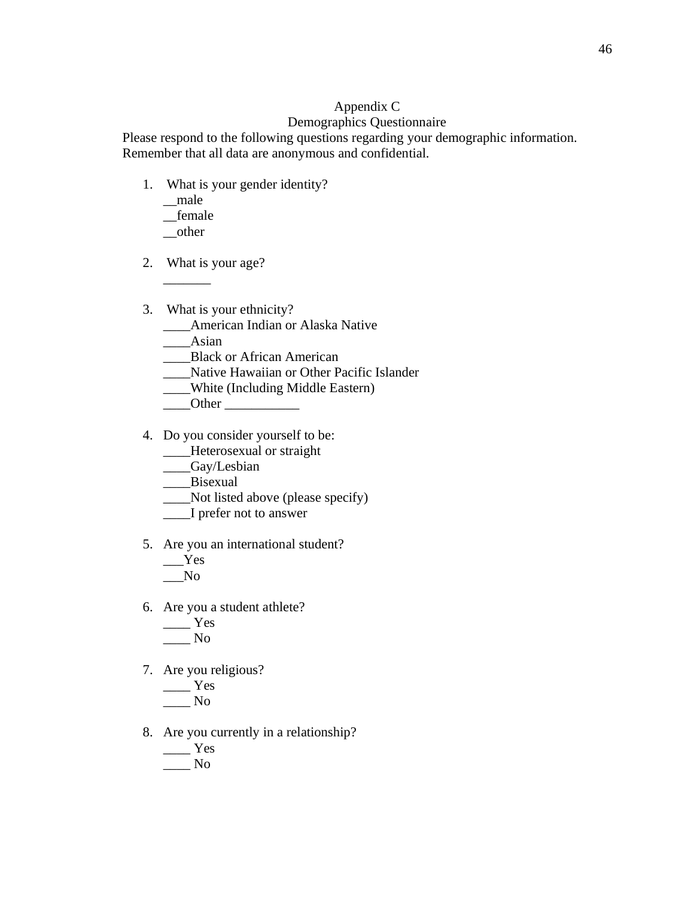# Appendix C

## Demographics Questionnaire

Please respond to the following questions regarding your demographic information. Remember that all data are anonymous and confidential.

1. What is your gender identity?
   __male
   __female
   __other

2. What is your age?
   _______

3. What is your ethnicity?
   ____American Indian or Alaska Native
   ____Asian
   ____Black or African American
   ____Native Hawaiian or Other Pacific Islander
   ____White (Including Middle Eastern)
   ____Other ___________

4. Do you consider yourself to be:
   ____Heterosexual or straight
   ____Gay/Lesbian
   ____Bisexual
   ____Not listed above (please specify)
   ____I prefer not to answer

5. Are you an international student?
   ___Yes
   ___No

6. Are you a student athlete?
   ____ Yes
   ____ No

7. Are you religious?
   ____ Yes
   ____ No

8. Are you currently in a relationship?
   ____ Yes
   ____ No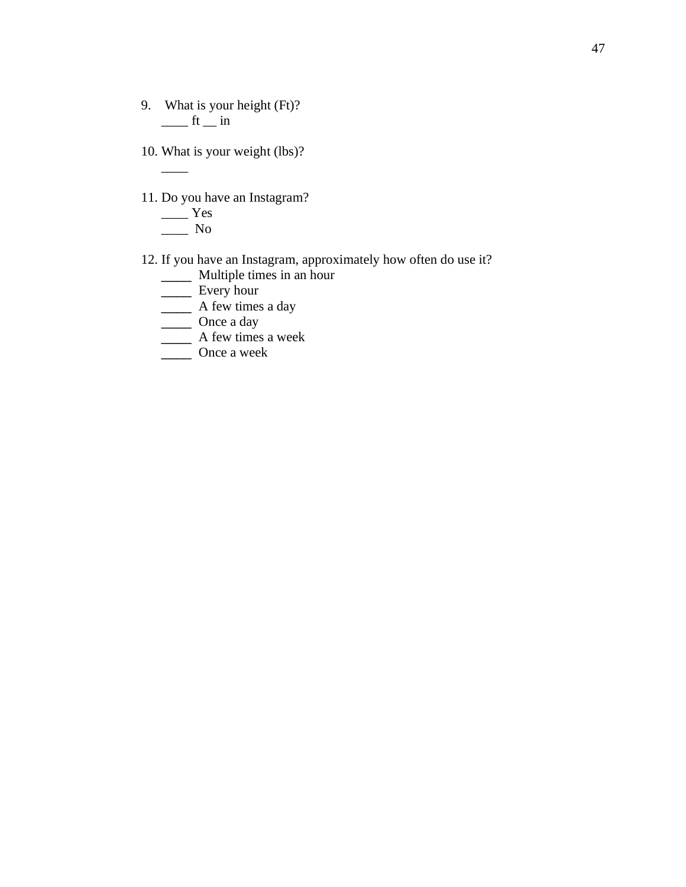9. What is your height (Ft)?
   ____ ft __ in

10. What is your weight (lbs)?
    ____

11. Do you have an Instagram?
    ____ Yes
    ____ No

12. If you have an Instagram, approximately how often do use it?
    _____ Multiple times in an hour
    _____ Every hour
    _____ A few times a day
    _____ Once a day
    _____ A few times a week
    _____ Once a week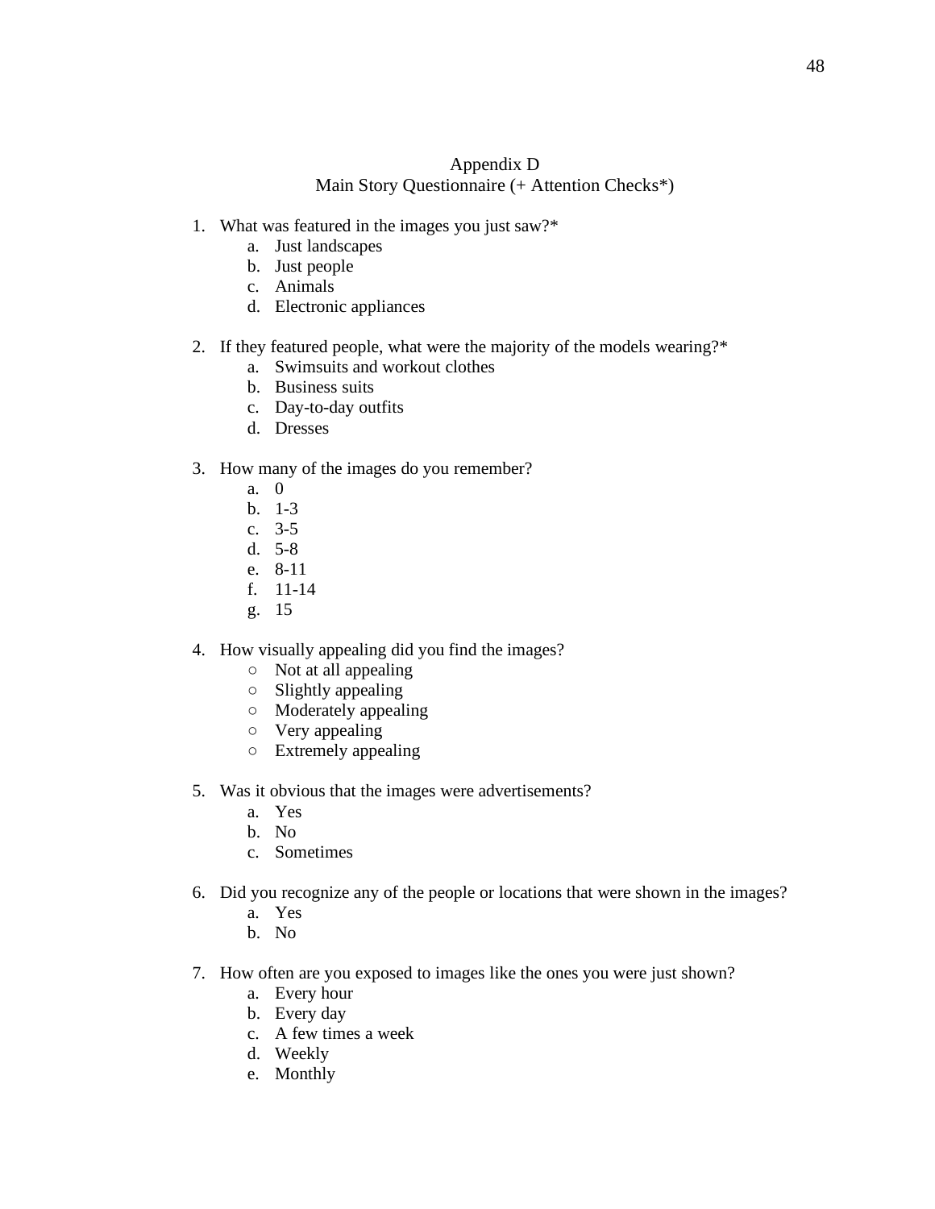# Appendix D

## Main Story Questionnaire (+ Attention Checks*)

1. What was featured in the images you just saw?*
    a. Just landscapes
    b. Just people
    c. Animals
    d. Electronic appliances

2. If they featured people, what were the majority of the models wearing?*
    a. Swimsuits and workout clothes
    b. Business suits
    c. Day-to-day outfits
    d. Dresses

3. How many of the images do you remember?
    a. 0
    b. 1-3
    c. 3-5
    d. 5-8
    e. 8-11
    f. 11-14
    g. 15

4. How visually appealing did you find the images?
    - Not at all appealing
    - Slightly appealing
    - Moderately appealing
    - Very appealing
    - Extremely appealing

5. Was it obvious that the images were advertisements?
    a. Yes
    b. No
    c. Sometimes

6. Did you recognize any of the people or locations that were shown in the images?
    a. Yes
    b. No

7. How often are you exposed to images like the ones you were just shown?
    a. Every hour
    b. Every day
    c. A few times a week
    d. Weekly
    e. Monthly